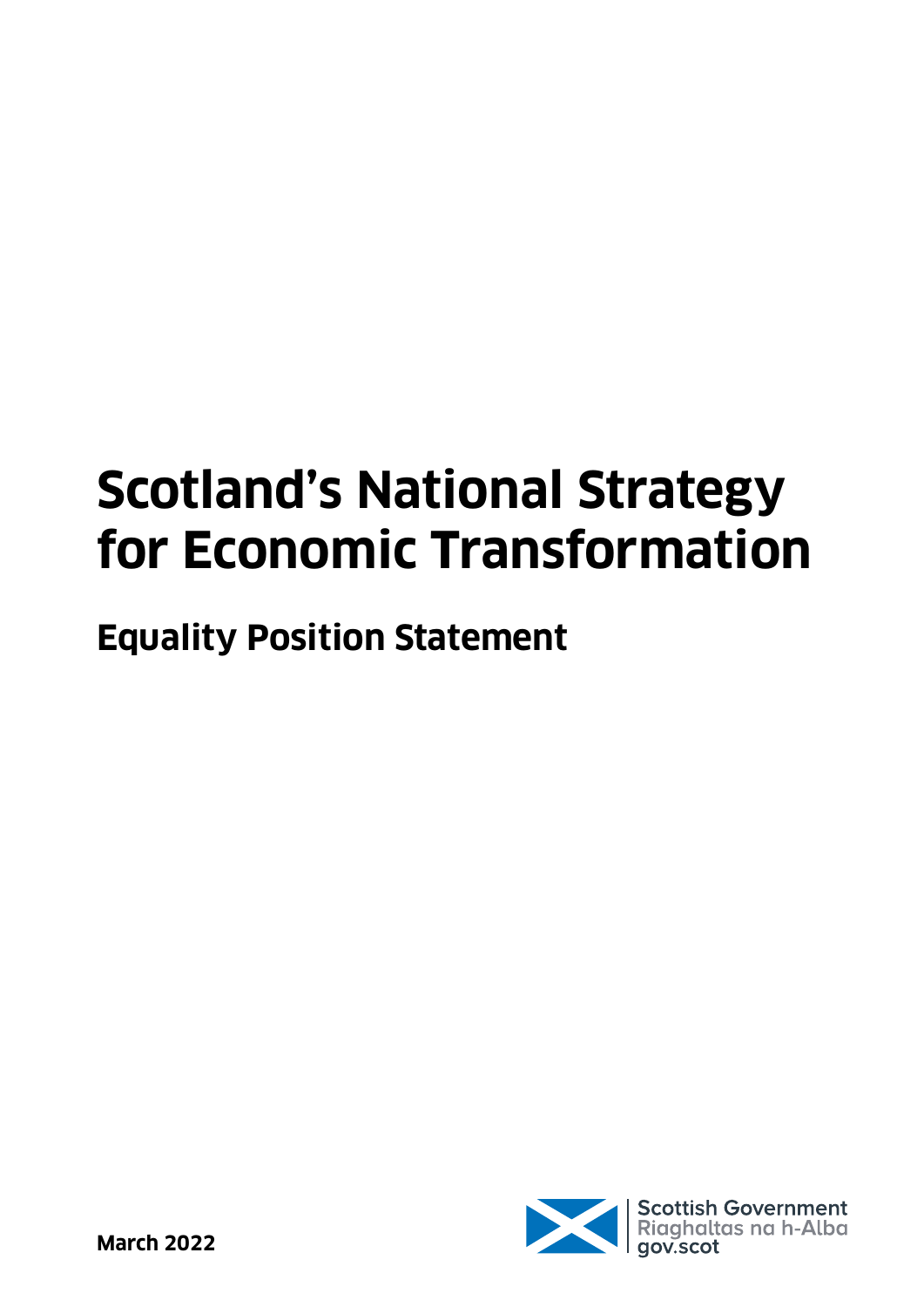# Scotland's National Strategy for Economic Transformation

## Equality Position Statement

**March 2022**

Scottish Government
Riaghaltas na h-Alba
gov.scot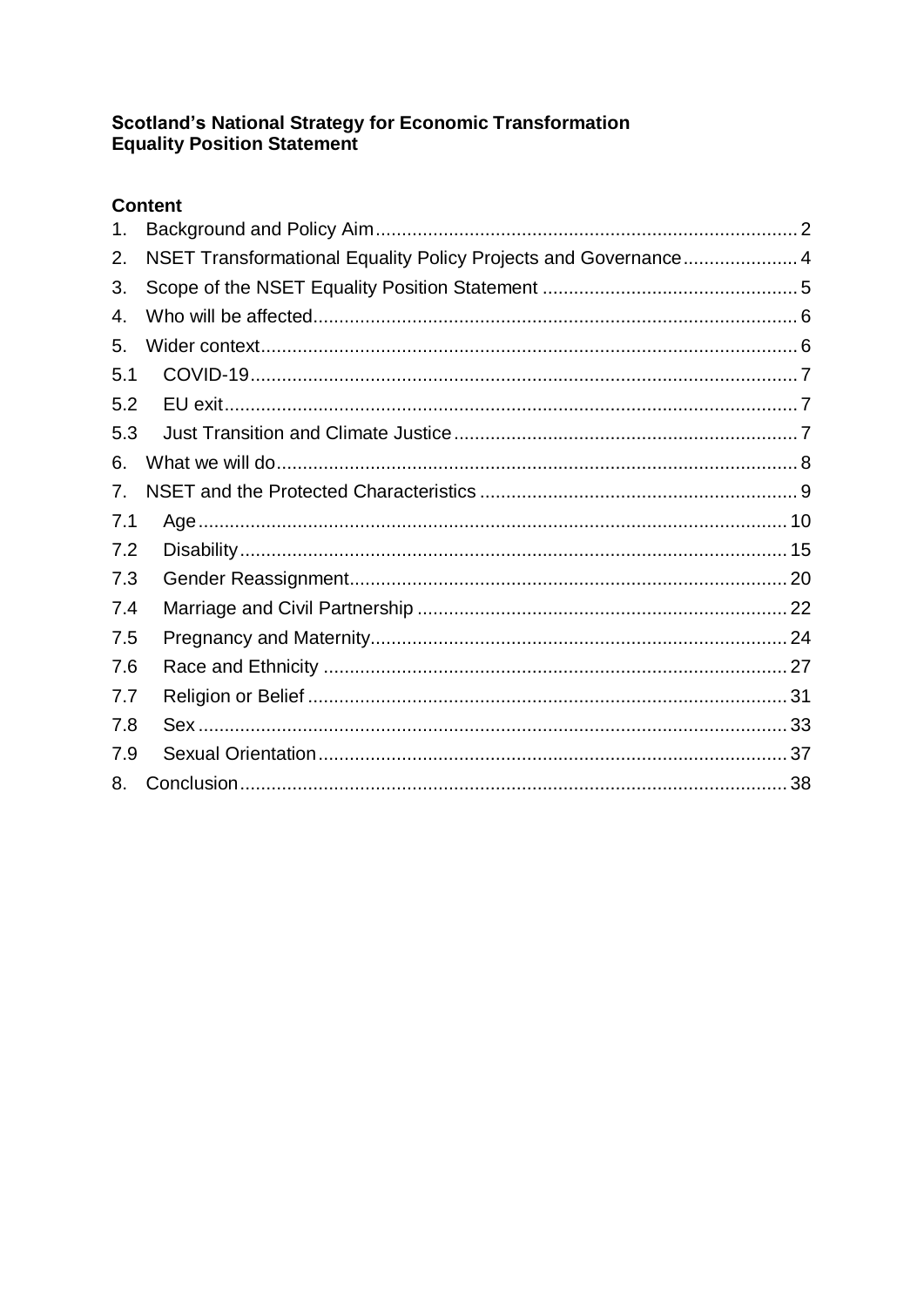**Scotland's National Strategy for Economic Transformation**
**Equality Position Statement**

## Content

| | | |
|---|---|---|
| 1. | Background and Policy Aim | 2 |
| 2. | NSET Transformational Equality Policy Projects and Governance | 4 |
| 3. | Scope of the NSET Equality Position Statement | 5 |
| 4. | Who will be affected | 6 |
| 5. | Wider context | 6 |
| 5.1 | COVID-19 | 7 |
| 5.2 | EU exit | 7 |
| 5.3 | Just Transition and Climate Justice | 7 |
| 6. | What we will do | 8 |
| 7. | NSET and the Protected Characteristics | 9 |
| 7.1 | Age | 10 |
| 7.2 | Disability | 15 |
| 7.3 | Gender Reassignment | 20 |
| 7.4 | Marriage and Civil Partnership | 22 |
| 7.5 | Pregnancy and Maternity | 24 |
| 7.6 | Race and Ethnicity | 27 |
| 7.7 | Religion or Belief | 31 |
| 7.8 | Sex | 33 |
| 7.9 | Sexual Orientation | 37 |
| 8. | Conclusion | 38 |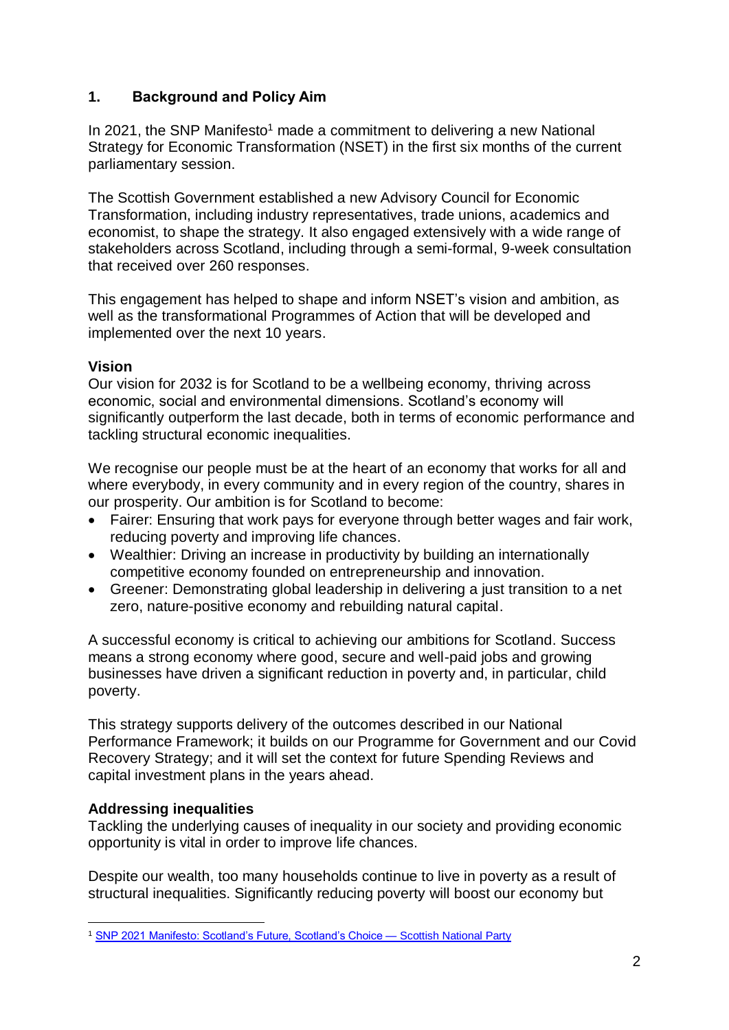## 1. Background and Policy Aim

In 2021, the SNP Manifesto[1] made a commitment to delivering a new National Strategy for Economic Transformation (NSET) in the first six months of the current parliamentary session.

The Scottish Government established a new Advisory Council for Economic Transformation, including industry representatives, trade unions, academics and economist, to shape the strategy. It also engaged extensively with a wide range of stakeholders across Scotland, including through a semi-formal, 9-week consultation that received over 260 responses.

This engagement has helped to shape and inform NSET's vision and ambition, as well as the transformational Programmes of Action that will be developed and implemented over the next 10 years.

### Vision

Our vision for 2032 is for Scotland to be a wellbeing economy, thriving across economic, social and environmental dimensions. Scotland's economy will significantly outperform the last decade, both in terms of economic performance and tackling structural economic inequalities.

We recognise our people must be at the heart of an economy that works for all and where everybody, in every community and in every region of the country, shares in our prosperity. Our ambition is for Scotland to become:

- Fairer: Ensuring that work pays for everyone through better wages and fair work, reducing poverty and improving life chances.
- Wealthier: Driving an increase in productivity by building an internationally competitive economy founded on entrepreneurship and innovation.
- Greener: Demonstrating global leadership in delivering a just transition to a net zero, nature-positive economy and rebuilding natural capital.

A successful economy is critical to achieving our ambitions for Scotland. Success means a strong economy where good, secure and well-paid jobs and growing businesses have driven a significant reduction in poverty and, in particular, child poverty.

This strategy supports delivery of the outcomes described in our National Performance Framework; it builds on our Programme for Government and our Covid Recovery Strategy; and it will set the context for future Spending Reviews and capital investment plans in the years ahead.

### Addressing inequalities

Tackling the underlying causes of inequality in our society and providing economic opportunity is vital in order to improve life chances.

Despite our wealth, too many households continue to live in poverty as a result of structural inequalities. Significantly reducing poverty will boost our economy but

[1] SNP 2021 Manifesto: Scotland's Future, Scotland's Choice — Scottish National Party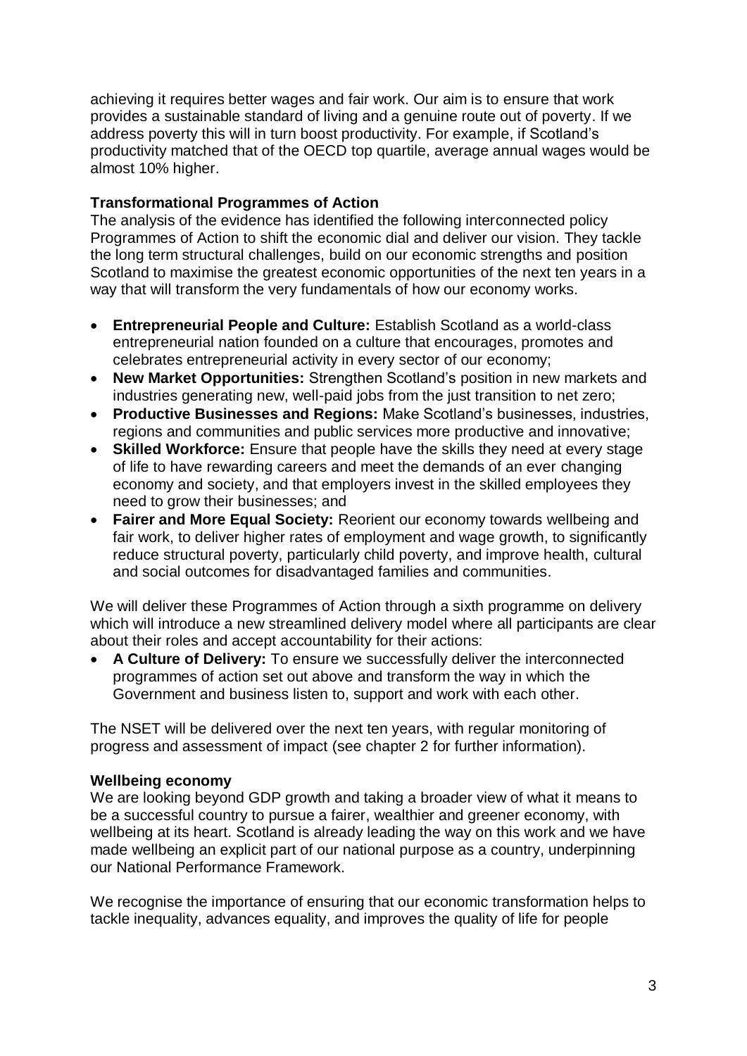achieving it requires better wages and fair work. Our aim is to ensure that work provides a sustainable standard of living and a genuine route out of poverty. If we address poverty this will in turn boost productivity. For example, if Scotland's productivity matched that of the OECD top quartile, average annual wages would be almost 10% higher.

**Transformational Programmes of Action**

The analysis of the evidence has identified the following interconnected policy Programmes of Action to shift the economic dial and deliver our vision. They tackle the long term structural challenges, build on our economic strengths and position Scotland to maximise the greatest economic opportunities of the next ten years in a way that will transform the very fundamentals of how our economy works.

- **Entrepreneurial People and Culture:** Establish Scotland as a world-class entrepreneurial nation founded on a culture that encourages, promotes and celebrates entrepreneurial activity in every sector of our economy;
- **New Market Opportunities:** Strengthen Scotland's position in new markets and industries generating new, well-paid jobs from the just transition to net zero;
- **Productive Businesses and Regions:** Make Scotland's businesses, industries, regions and communities and public services more productive and innovative;
- **Skilled Workforce:** Ensure that people have the skills they need at every stage of life to have rewarding careers and meet the demands of an ever changing economy and society, and that employers invest in the skilled employees they need to grow their businesses; and
- **Fairer and More Equal Society:** Reorient our economy towards wellbeing and fair work, to deliver higher rates of employment and wage growth, to significantly reduce structural poverty, particularly child poverty, and improve health, cultural and social outcomes for disadvantaged families and communities.

We will deliver these Programmes of Action through a sixth programme on delivery which will introduce a new streamlined delivery model where all participants are clear about their roles and accept accountability for their actions:

- **A Culture of Delivery:** To ensure we successfully deliver the interconnected programmes of action set out above and transform the way in which the Government and business listen to, support and work with each other.

The NSET will be delivered over the next ten years, with regular monitoring of progress and assessment of impact (see chapter 2 for further information).

**Wellbeing economy**

We are looking beyond GDP growth and taking a broader view of what it means to be a successful country to pursue a fairer, wealthier and greener economy, with wellbeing at its heart. Scotland is already leading the way on this work and we have made wellbeing an explicit part of our national purpose as a country, underpinning our National Performance Framework.

We recognise the importance of ensuring that our economic transformation helps to tackle inequality, advances equality, and improves the quality of life for people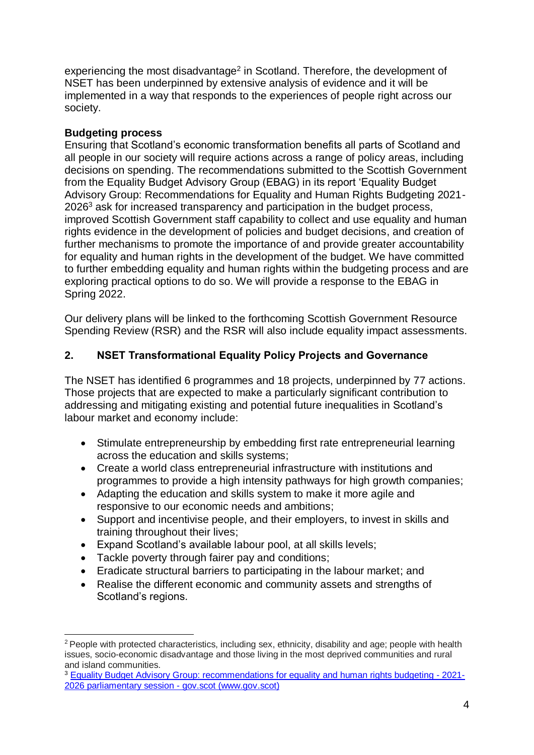experiencing the most disadvantage[2] in Scotland. Therefore, the development of NSET has been underpinned by extensive analysis of evidence and it will be implemented in a way that responds to the experiences of people right across our society.

**Budgeting process**

Ensuring that Scotland's economic transformation benefits all parts of Scotland and all people in our society will require actions across a range of policy areas, including decisions on spending. The recommendations submitted to the Scottish Government from the Equality Budget Advisory Group (EBAG) in its report 'Equality Budget Advisory Group: Recommendations for Equality and Human Rights Budgeting 2021-2026[3] ask for increased transparency and participation in the budget process, improved Scottish Government staff capability to collect and use equality and human rights evidence in the development of policies and budget decisions, and creation of further mechanisms to promote the importance of and provide greater accountability for equality and human rights in the development of the budget. We have committed to further embedding equality and human rights within the budgeting process and are exploring practical options to do so. We will provide a response to the EBAG in Spring 2022.

Our delivery plans will be linked to the forthcoming Scottish Government Resource Spending Review (RSR) and the RSR will also include equality impact assessments.

## 2. NSET Transformational Equality Policy Projects and Governance

The NSET has identified 6 programmes and 18 projects, underpinned by 77 actions. Those projects that are expected to make a particularly significant contribution to addressing and mitigating existing and potential future inequalities in Scotland's labour market and economy include:

- Stimulate entrepreneurship by embedding first rate entrepreneurial learning across the education and skills systems;
- Create a world class entrepreneurial infrastructure with institutions and programmes to provide a high intensity pathways for high growth companies;
- Adapting the education and skills system to make it more agile and responsive to our economic needs and ambitions;
- Support and incentivise people, and their employers, to invest in skills and training throughout their lives;
- Expand Scotland's available labour pool, at all skills levels;
- Tackle poverty through fairer pay and conditions;
- Eradicate structural barriers to participating in the labour market; and
- Realise the different economic and community assets and strengths of Scotland's regions.

---

[2] People with protected characteristics, including sex, ethnicity, disability and age; people with health issues, socio-economic disadvantage and those living in the most deprived communities and rural and island communities.

[3] [Equality Budget Advisory Group: recommendations for equality and human rights budgeting - 2021-2026 parliamentary session - gov.scot (www.gov.scot)](www.gov.scot)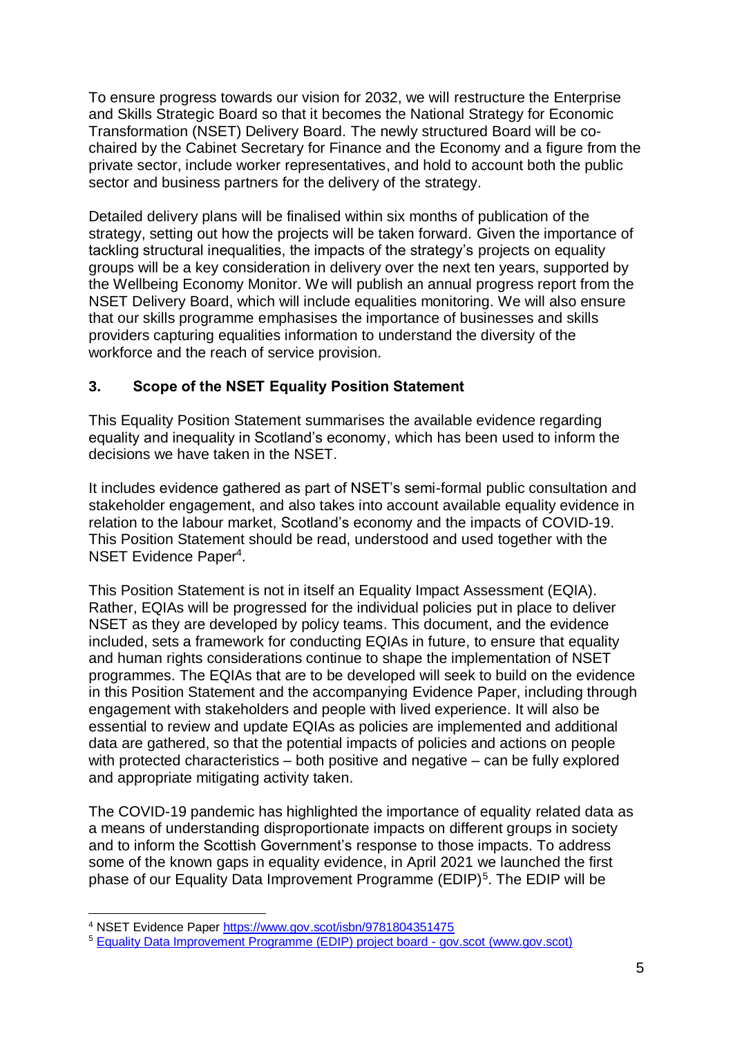To ensure progress towards our vision for 2032, we will restructure the Enterprise and Skills Strategic Board so that it becomes the National Strategy for Economic Transformation (NSET) Delivery Board. The newly structured Board will be co-chaired by the Cabinet Secretary for Finance and the Economy and a figure from the private sector, include worker representatives, and hold to account both the public sector and business partners for the delivery of the strategy.

Detailed delivery plans will be finalised within six months of publication of the strategy, setting out how the projects will be taken forward. Given the importance of tackling structural inequalities, the impacts of the strategy's projects on equality groups will be a key consideration in delivery over the next ten years, supported by the Wellbeing Economy Monitor. We will publish an annual progress report from the NSET Delivery Board, which will include equalities monitoring. We will also ensure that our skills programme emphasises the importance of businesses and skills providers capturing equalities information to understand the diversity of the workforce and the reach of service provision.

## 3. Scope of the NSET Equality Position Statement

This Equality Position Statement summarises the available evidence regarding equality and inequality in Scotland's economy, which has been used to inform the decisions we have taken in the NSET.

It includes evidence gathered as part of NSET's semi-formal public consultation and stakeholder engagement, and also takes into account available equality evidence in relation to the labour market, Scotland's economy and the impacts of COVID-19. This Position Statement should be read, understood and used together with the NSET Evidence Paper[4].

This Position Statement is not in itself an Equality Impact Assessment (EQIA). Rather, EQIAs will be progressed for the individual policies put in place to deliver NSET as they are developed by policy teams. This document, and the evidence included, sets a framework for conducting EQIAs in future, to ensure that equality and human rights considerations continue to shape the implementation of NSET programmes. The EQIAs that are to be developed will seek to build on the evidence in this Position Statement and the accompanying Evidence Paper, including through engagement with stakeholders and people with lived experience. It will also be essential to review and update EQIAs as policies are implemented and additional data are gathered, so that the potential impacts of policies and actions on people with protected characteristics – both positive and negative – can be fully explored and appropriate mitigating activity taken.

The COVID-19 pandemic has highlighted the importance of equality related data as a means of understanding disproportionate impacts on different groups in society and to inform the Scottish Government's response to those impacts. To address some of the known gaps in equality evidence, in April 2021 we launched the first phase of our Equality Data Improvement Programme (EDIP)[5]. The EDIP will be

---

[4] NSET Evidence Paper https://www.gov.scot/isbn/9781804351475

[5] Equality Data Improvement Programme (EDIP) project board - gov.scot (www.gov.scot)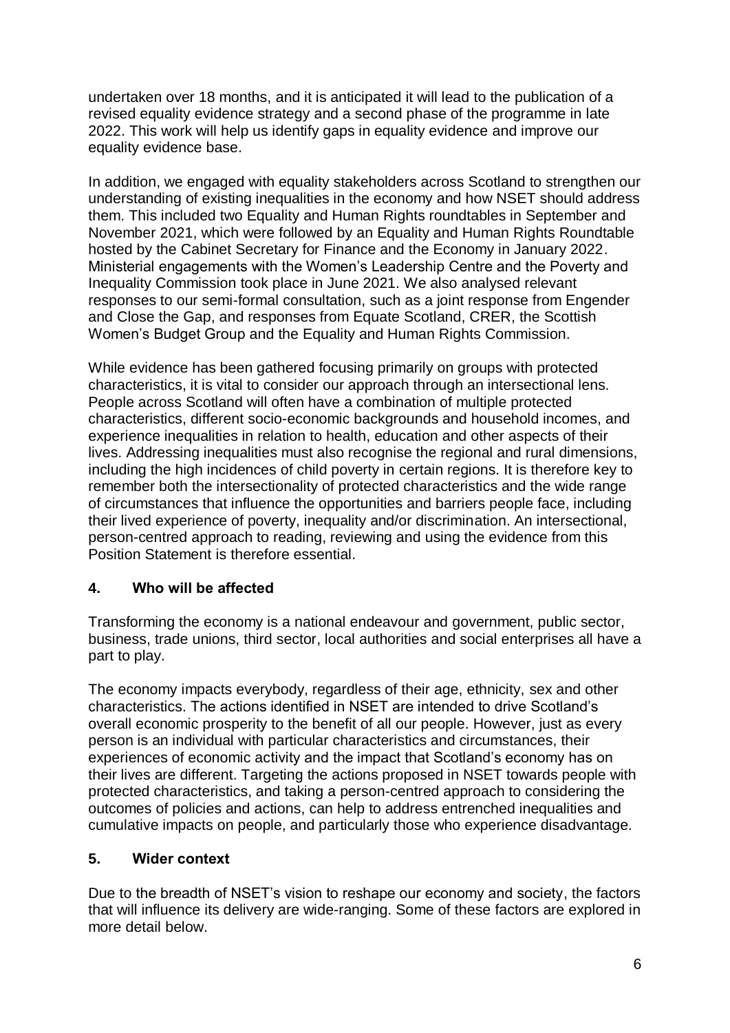undertaken over 18 months, and it is anticipated it will lead to the publication of a revised equality evidence strategy and a second phase of the programme in late 2022. This work will help us identify gaps in equality evidence and improve our equality evidence base.

In addition, we engaged with equality stakeholders across Scotland to strengthen our understanding of existing inequalities in the economy and how NSET should address them. This included two Equality and Human Rights roundtables in September and November 2021, which were followed by an Equality and Human Rights Roundtable hosted by the Cabinet Secretary for Finance and the Economy in January 2022. Ministerial engagements with the Women's Leadership Centre and the Poverty and Inequality Commission took place in June 2021. We also analysed relevant responses to our semi-formal consultation, such as a joint response from Engender and Close the Gap, and responses from Equate Scotland, CRER, the Scottish Women's Budget Group and the Equality and Human Rights Commission.

While evidence has been gathered focusing primarily on groups with protected characteristics, it is vital to consider our approach through an intersectional lens. People across Scotland will often have a combination of multiple protected characteristics, different socio-economic backgrounds and household incomes, and experience inequalities in relation to health, education and other aspects of their lives. Addressing inequalities must also recognise the regional and rural dimensions, including the high incidences of child poverty in certain regions. It is therefore key to remember both the intersectionality of protected characteristics and the wide range of circumstances that influence the opportunities and barriers people face, including their lived experience of poverty, inequality and/or discrimination. An intersectional, person-centred approach to reading, reviewing and using the evidence from this Position Statement is therefore essential.

## 4. Who will be affected

Transforming the economy is a national endeavour and government, public sector, business, trade unions, third sector, local authorities and social enterprises all have a part to play.

The economy impacts everybody, regardless of their age, ethnicity, sex and other characteristics. The actions identified in NSET are intended to drive Scotland's overall economic prosperity to the benefit of all our people. However, just as every person is an individual with particular characteristics and circumstances, their experiences of economic activity and the impact that Scotland's economy has on their lives are different. Targeting the actions proposed in NSET towards people with protected characteristics, and taking a person-centred approach to considering the outcomes of policies and actions, can help to address entrenched inequalities and cumulative impacts on people, and particularly those who experience disadvantage.

## 5. Wider context

Due to the breadth of NSET's vision to reshape our economy and society, the factors that will influence its delivery are wide-ranging. Some of these factors are explored in more detail below.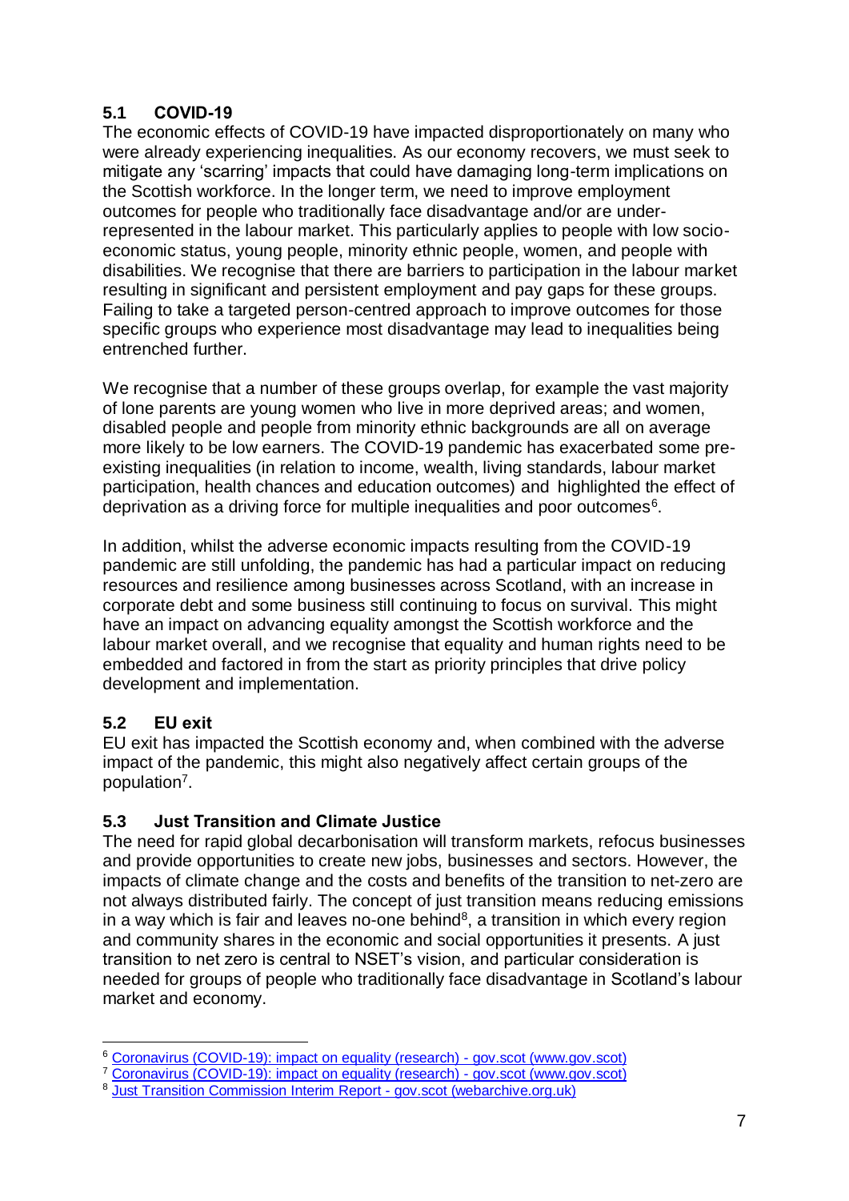## 5.1 COVID-19

The economic effects of COVID-19 have impacted disproportionately on many who were already experiencing inequalities. As our economy recovers, we must seek to mitigate any 'scarring' impacts that could have damaging long-term implications on the Scottish workforce. In the longer term, we need to improve employment outcomes for people who traditionally face disadvantage and/or are under-represented in the labour market. This particularly applies to people with low socio-economic status, young people, minority ethnic people, women, and people with disabilities. We recognise that there are barriers to participation in the labour market resulting in significant and persistent employment and pay gaps for these groups. Failing to take a targeted person-centred approach to improve outcomes for those specific groups who experience most disadvantage may lead to inequalities being entrenched further.

We recognise that a number of these groups overlap, for example the vast majority of lone parents are young women who live in more deprived areas; and women, disabled people and people from minority ethnic backgrounds are all on average more likely to be low earners. The COVID-19 pandemic has exacerbated some pre-existing inequalities (in relation to income, wealth, living standards, labour market participation, health chances and education outcomes) and highlighted the effect of deprivation as a driving force for multiple inequalities and poor outcomes[6].

In addition, whilst the adverse economic impacts resulting from the COVID-19 pandemic are still unfolding, the pandemic has had a particular impact on reducing resources and resilience among businesses across Scotland, with an increase in corporate debt and some business still continuing to focus on survival. This might have an impact on advancing equality amongst the Scottish workforce and the labour market overall, and we recognise that equality and human rights need to be embedded and factored in from the start as priority principles that drive policy development and implementation.

## 5.2 EU exit

EU exit has impacted the Scottish economy and, when combined with the adverse impact of the pandemic, this might also negatively affect certain groups of the population[7].

## 5.3 Just Transition and Climate Justice

The need for rapid global decarbonisation will transform markets, refocus businesses and provide opportunities to create new jobs, businesses and sectors. However, the impacts of climate change and the costs and benefits of the transition to net-zero are not always distributed fairly. The concept of just transition means reducing emissions in a way which is fair and leaves no-one behind[8], a transition in which every region and community shares in the economic and social opportunities it presents. A just transition to net zero is central to NSET's vision, and particular consideration is needed for groups of people who traditionally face disadvantage in Scotland's labour market and economy.

---

[6] Coronavirus (COVID-19): impact on equality (research) - gov.scot (www.gov.scot)

[7] Coronavirus (COVID-19): impact on equality (research) - gov.scot (www.gov.scot)

[8] Just Transition Commission Interim Report - gov.scot (webarchive.org.uk)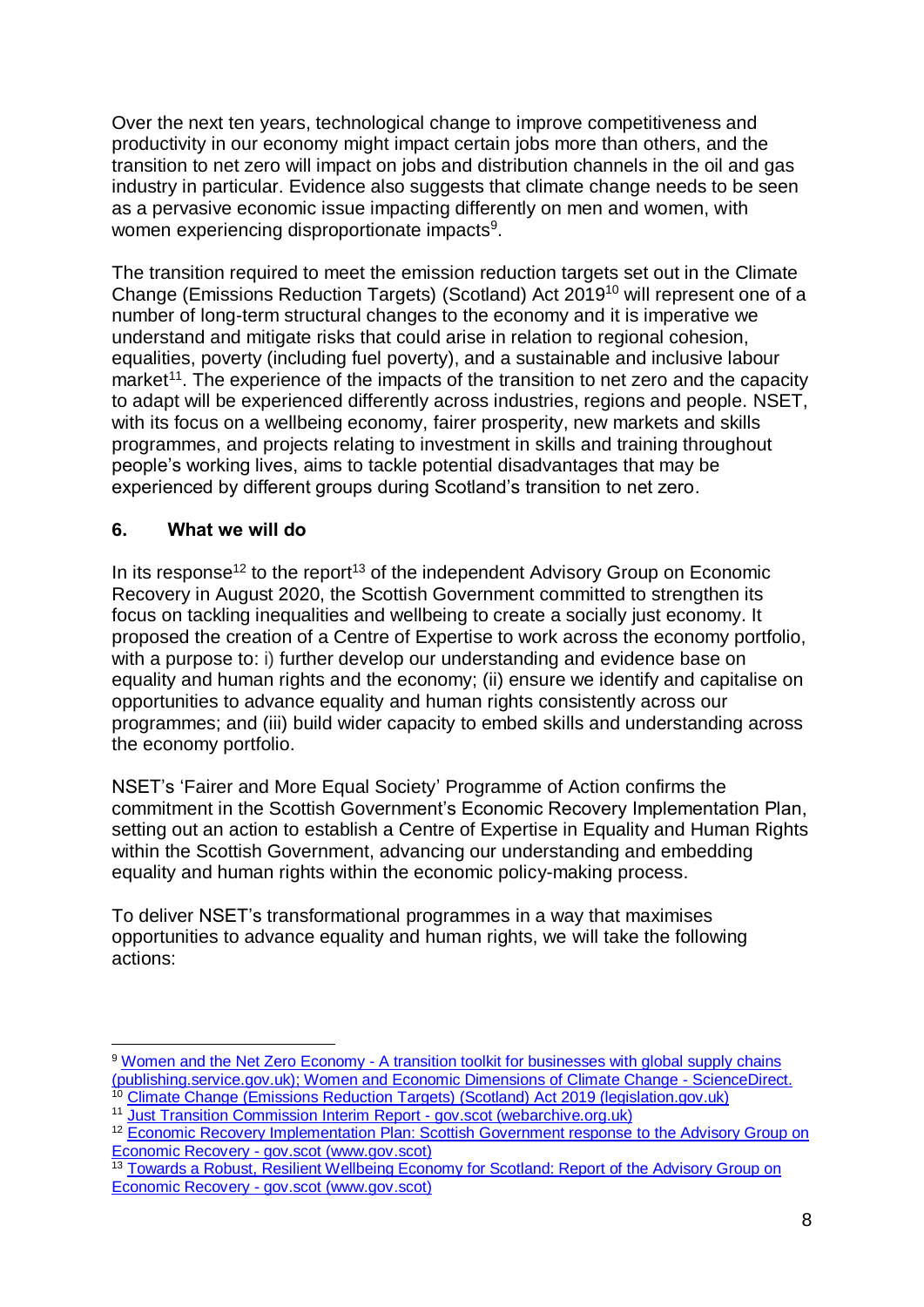Over the next ten years, technological change to improve competitiveness and productivity in our economy might impact certain jobs more than others, and the transition to net zero will impact on jobs and distribution channels in the oil and gas industry in particular. Evidence also suggests that climate change needs to be seen as a pervasive economic issue impacting differently on men and women, with women experiencing disproportionate impacts[9].

The transition required to meet the emission reduction targets set out in the Climate Change (Emissions Reduction Targets) (Scotland) Act 2019[10] will represent one of a number of long-term structural changes to the economy and it is imperative we understand and mitigate risks that could arise in relation to regional cohesion, equalities, poverty (including fuel poverty), and a sustainable and inclusive labour market[11]. The experience of the impacts of the transition to net zero and the capacity to adapt will be experienced differently across industries, regions and people. NSET, with its focus on a wellbeing economy, fairer prosperity, new markets and skills programmes, and projects relating to investment in skills and training throughout people's working lives, aims to tackle potential disadvantages that may be experienced by different groups during Scotland's transition to net zero.

## 6. What we will do

In its response[12] to the report[13] of the independent Advisory Group on Economic Recovery in August 2020, the Scottish Government committed to strengthen its focus on tackling inequalities and wellbeing to create a socially just economy. It proposed the creation of a Centre of Expertise to work across the economy portfolio, with a purpose to: i) further develop our understanding and evidence base on equality and human rights and the economy; (ii) ensure we identify and capitalise on opportunities to advance equality and human rights consistently across our programmes; and (iii) build wider capacity to embed skills and understanding across the economy portfolio.

NSET's 'Fairer and More Equal Society' Programme of Action confirms the commitment in the Scottish Government's Economic Recovery Implementation Plan, setting out an action to establish a Centre of Expertise in Equality and Human Rights within the Scottish Government, advancing our understanding and embedding equality and human rights within the economic policy-making process.

To deliver NSET's transformational programmes in a way that maximises opportunities to advance equality and human rights, we will take the following actions:

---

[9] Women and the Net Zero Economy - A transition toolkit for businesses with global supply chains (publishing.service.gov.uk); Women and Economic Dimensions of Climate Change - ScienceDirect.

[10] Climate Change (Emissions Reduction Targets) (Scotland) Act 2019 (legislation.gov.uk)

[11] Just Transition Commission Interim Report - gov.scot (webarchive.org.uk)

[12] Economic Recovery Implementation Plan: Scottish Government response to the Advisory Group on Economic Recovery - gov.scot (www.gov.scot)

[13] Towards a Robust, Resilient Wellbeing Economy for Scotland: Report of the Advisory Group on Economic Recovery - gov.scot (www.gov.scot)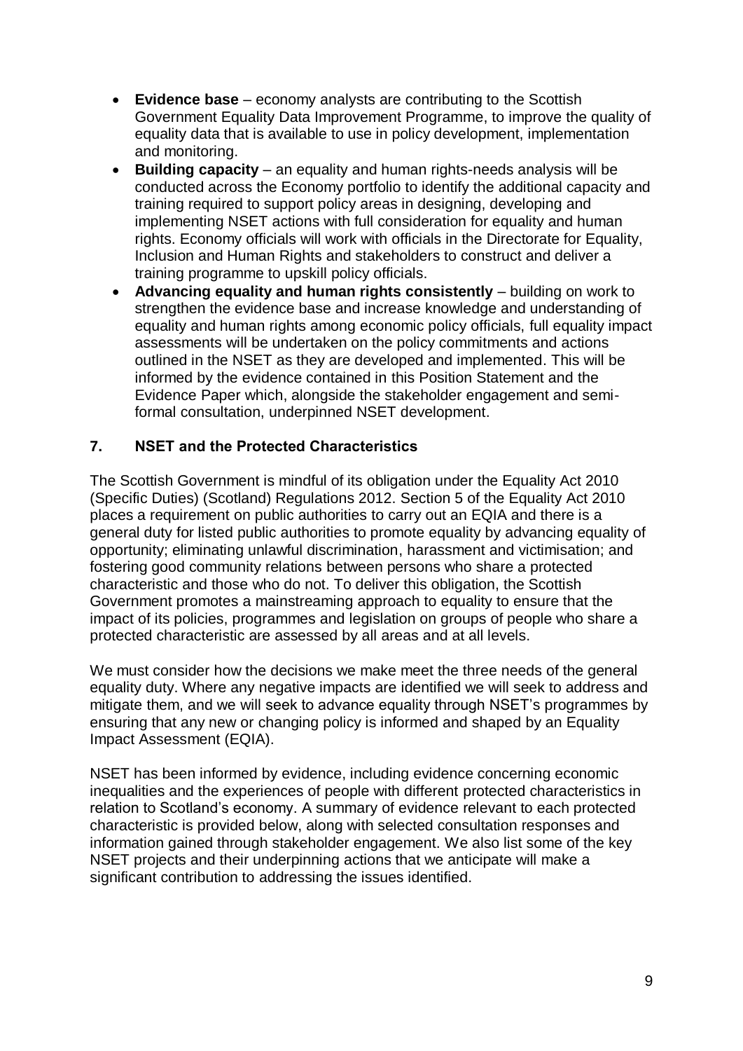- **Evidence base** – economy analysts are contributing to the Scottish Government Equality Data Improvement Programme, to improve the quality of equality data that is available to use in policy development, implementation and monitoring.
- **Building capacity** – an equality and human rights-needs analysis will be conducted across the Economy portfolio to identify the additional capacity and training required to support policy areas in designing, developing and implementing NSET actions with full consideration for equality and human rights. Economy officials will work with officials in the Directorate for Equality, Inclusion and Human Rights and stakeholders to construct and deliver a training programme to upskill policy officials.
- **Advancing equality and human rights consistently** – building on work to strengthen the evidence base and increase knowledge and understanding of equality and human rights among economic policy officials, full equality impact assessments will be undertaken on the policy commitments and actions outlined in the NSET as they are developed and implemented. This will be informed by the evidence contained in this Position Statement and the Evidence Paper which, alongside the stakeholder engagement and semi-formal consultation, underpinned NSET development.

## 7. NSET and the Protected Characteristics

The Scottish Government is mindful of its obligation under the Equality Act 2010 (Specific Duties) (Scotland) Regulations 2012. Section 5 of the Equality Act 2010 places a requirement on public authorities to carry out an EQIA and there is a general duty for listed public authorities to promote equality by advancing equality of opportunity; eliminating unlawful discrimination, harassment and victimisation; and fostering good community relations between persons who share a protected characteristic and those who do not. To deliver this obligation, the Scottish Government promotes a mainstreaming approach to equality to ensure that the impact of its policies, programmes and legislation on groups of people who share a protected characteristic are assessed by all areas and at all levels.

We must consider how the decisions we make meet the three needs of the general equality duty. Where any negative impacts are identified we will seek to address and mitigate them, and we will seek to advance equality through NSET's programmes by ensuring that any new or changing policy is informed and shaped by an Equality Impact Assessment (EQIA).

NSET has been informed by evidence, including evidence concerning economic inequalities and the experiences of people with different protected characteristics in relation to Scotland's economy. A summary of evidence relevant to each protected characteristic is provided below, along with selected consultation responses and information gained through stakeholder engagement. We also list some of the key NSET projects and their underpinning actions that we anticipate will make a significant contribution to addressing the issues identified.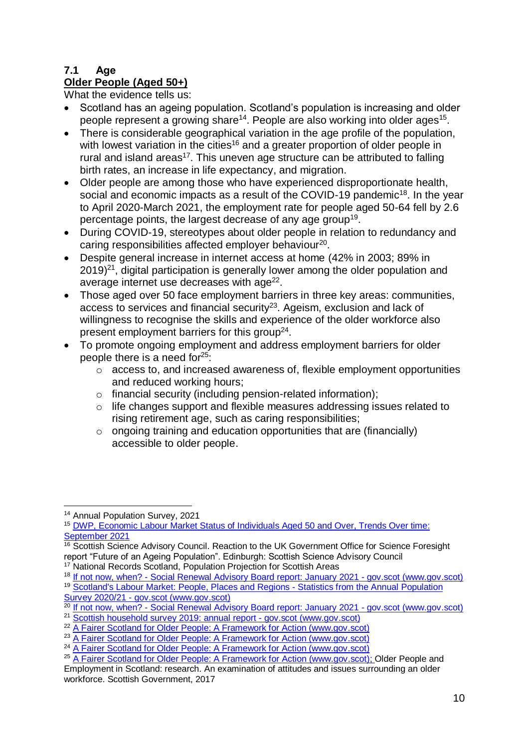### 7.1 Age

**Older People (Aged 50+)**

What the evidence tells us:

- Scotland has an ageing population. Scotland's population is increasing and older people represent a growing share[14]. People are also working into older ages[15].
- There is considerable geographical variation in the age profile of the population, with lowest variation in the cities[16] and a greater proportion of older people in rural and island areas[17]. This uneven age structure can be attributed to falling birth rates, an increase in life expectancy, and migration.
- Older people are among those who have experienced disproportionate health, social and economic impacts as a result of the COVID-19 pandemic[18]. In the year to April 2020-March 2021, the employment rate for people aged 50-64 fell by 2.6 percentage points, the largest decrease of any age group[19].
- During COVID-19, stereotypes about older people in relation to redundancy and caring responsibilities affected employer behaviour[20].
- Despite general increase in internet access at home (42% in 2003; 89% in 2019)[21], digital participation is generally lower among the older population and average internet use decreases with age[22].
- Those aged over 50 face employment barriers in three key areas: communities, access to services and financial security[23]. Ageism, exclusion and lack of willingness to recognise the skills and experience of the older workforce also present employment barriers for this group[24].
- To promote ongoing employment and address employment barriers for older people there is a need for[25]:
  - access to, and increased awareness of, flexible employment opportunities and reduced working hours;
  - financial security (including pension-related information);
  - life changes support and flexible measures addressing issues related to rising retirement age, such as caring responsibilities;
  - ongoing training and education opportunities that are (financially) accessible to older people.

---

[14] Annual Population Survey, 2021

[15] DWP, Economic Labour Market Status of Individuals Aged 50 and Over, Trends Over time: September 2021

[16] Scottish Science Advisory Council. Reaction to the UK Government Office for Science Foresight report "Future of an Ageing Population". Edinburgh: Scottish Science Advisory Council

[17] National Records Scotland, Population Projection for Scottish Areas

[18] If not now, when? - Social Renewal Advisory Board report: January 2021 - gov.scot (www.gov.scot)

[19] Scotland's Labour Market: People, Places and Regions - Statistics from the Annual Population Survey 2020/21 - gov.scot (www.gov.scot)

[20] If not now, when? - Social Renewal Advisory Board report: January 2021 - gov.scot (www.gov.scot)

[21] Scottish household survey 2019: annual report - gov.scot (www.gov.scot)

[22] A Fairer Scotland for Older People: A Framework for Action (www.gov.scot)

[23] A Fairer Scotland for Older People: A Framework for Action (www.gov.scot)

[24] A Fairer Scotland for Older People: A Framework for Action (www.gov.scot)

[25] A Fairer Scotland for Older People: A Framework for Action (www.gov.scot); Older People and Employment in Scotland: research. An examination of attitudes and issues surrounding an older workforce. Scottish Government, 2017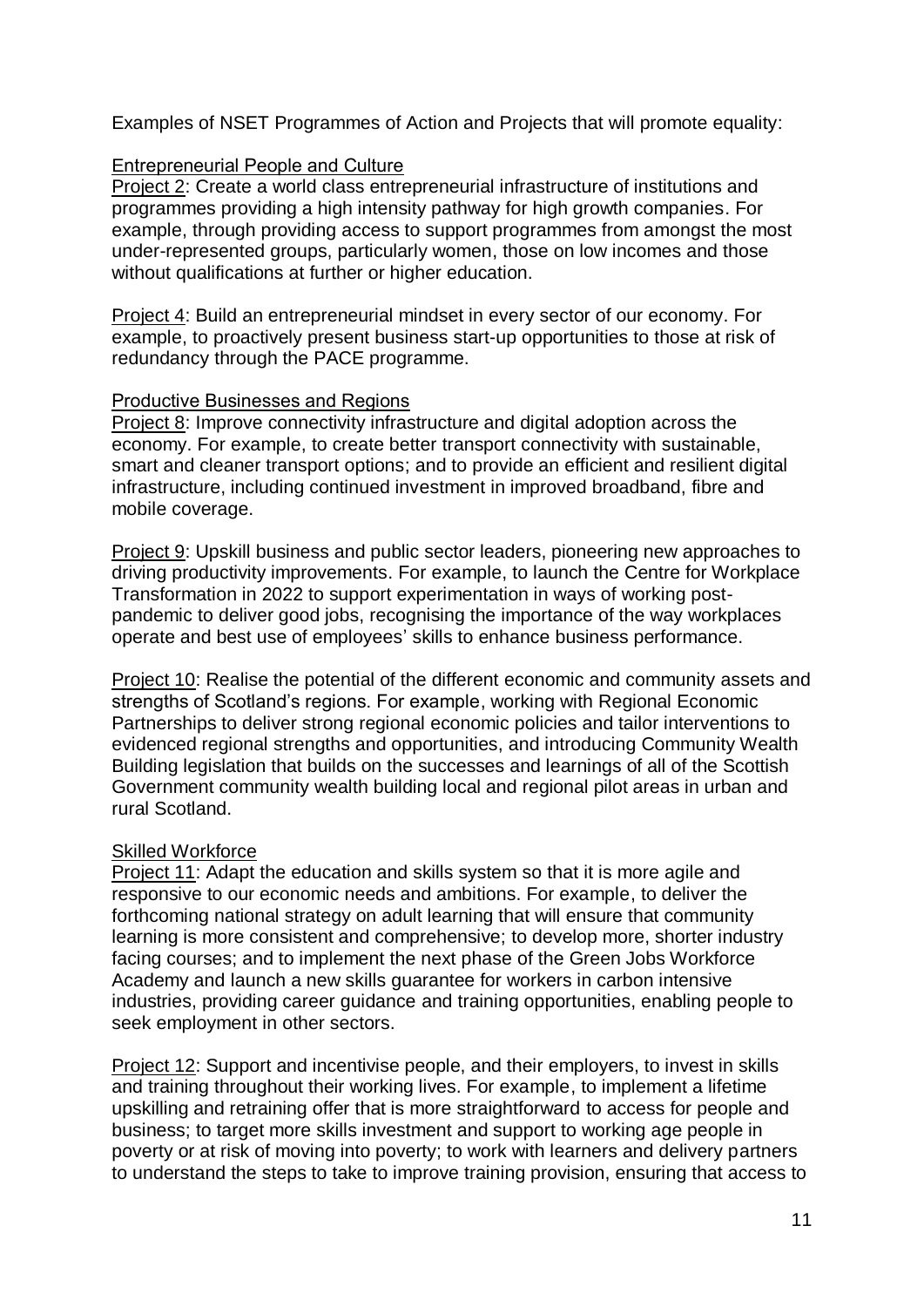Examples of NSET Programmes of Action and Projects that will promote equality:

Entrepreneurial People and Culture

Project 2: Create a world class entrepreneurial infrastructure of institutions and programmes providing a high intensity pathway for high growth companies. For example, through providing access to support programmes from amongst the most under-represented groups, particularly women, those on low incomes and those without qualifications at further or higher education.

Project 4: Build an entrepreneurial mindset in every sector of our economy. For example, to proactively present business start-up opportunities to those at risk of redundancy through the PACE programme.

Productive Businesses and Regions

Project 8: Improve connectivity infrastructure and digital adoption across the economy. For example, to create better transport connectivity with sustainable, smart and cleaner transport options; and to provide an efficient and resilient digital infrastructure, including continued investment in improved broadband, fibre and mobile coverage.

Project 9: Upskill business and public sector leaders, pioneering new approaches to driving productivity improvements. For example, to launch the Centre for Workplace Transformation in 2022 to support experimentation in ways of working post-pandemic to deliver good jobs, recognising the importance of the way workplaces operate and best use of employees' skills to enhance business performance.

Project 10: Realise the potential of the different economic and community assets and strengths of Scotland's regions. For example, working with Regional Economic Partnerships to deliver strong regional economic policies and tailor interventions to evidenced regional strengths and opportunities, and introducing Community Wealth Building legislation that builds on the successes and learnings of all of the Scottish Government community wealth building local and regional pilot areas in urban and rural Scotland.

Skilled Workforce

Project 11: Adapt the education and skills system so that it is more agile and responsive to our economic needs and ambitions. For example, to deliver the forthcoming national strategy on adult learning that will ensure that community learning is more consistent and comprehensive; to develop more, shorter industry facing courses; and to implement the next phase of the Green Jobs Workforce Academy and launch a new skills guarantee for workers in carbon intensive industries, providing career guidance and training opportunities, enabling people to seek employment in other sectors.

Project 12: Support and incentivise people, and their employers, to invest in skills and training throughout their working lives. For example, to implement a lifetime upskilling and retraining offer that is more straightforward to access for people and business; to target more skills investment and support to working age people in poverty or at risk of moving into poverty; to work with learners and delivery partners to understand the steps to take to improve training provision, ensuring that access to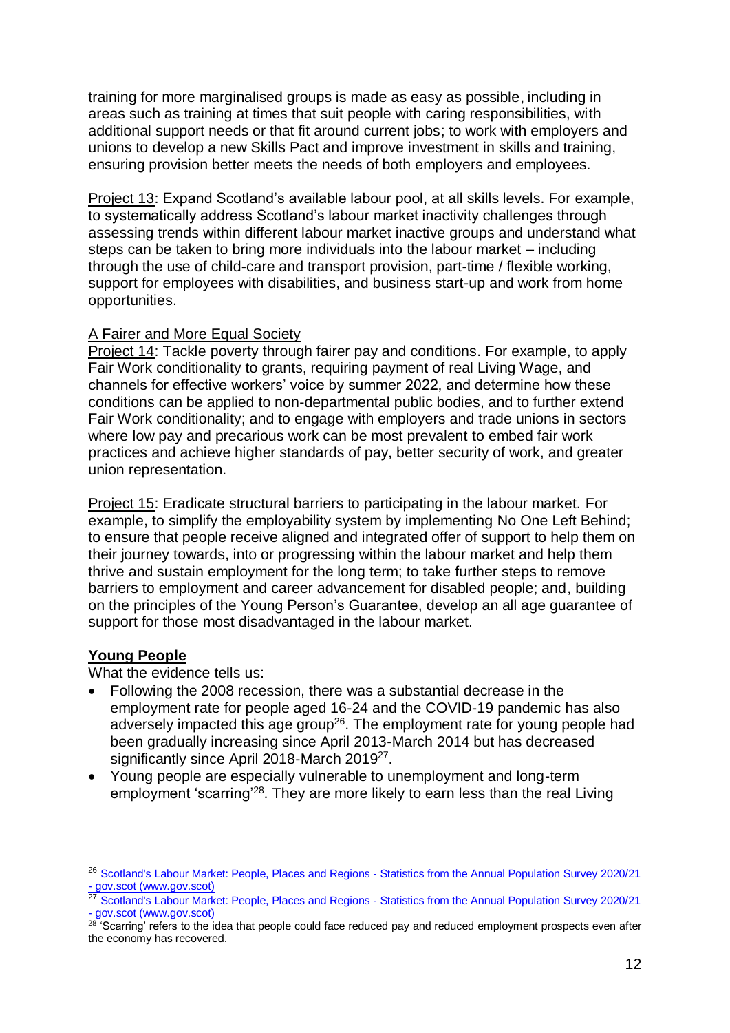training for more marginalised groups is made as easy as possible, including in areas such as training at times that suit people with caring responsibilities, with additional support needs or that fit around current jobs; to work with employers and unions to develop a new Skills Pact and improve investment in skills and training, ensuring provision better meets the needs of both employers and employees.

Project 13: Expand Scotland's available labour pool, at all skills levels. For example, to systematically address Scotland's labour market inactivity challenges through assessing trends within different labour market inactive groups and understand what steps can be taken to bring more individuals into the labour market – including through the use of child-care and transport provision, part-time / flexible working, support for employees with disabilities, and business start-up and work from home opportunities.

A Fairer and More Equal Society

Project 14: Tackle poverty through fairer pay and conditions. For example, to apply Fair Work conditionality to grants, requiring payment of real Living Wage, and channels for effective workers' voice by summer 2022, and determine how these conditions can be applied to non-departmental public bodies, and to further extend Fair Work conditionality; and to engage with employers and trade unions in sectors where low pay and precarious work can be most prevalent to embed fair work practices and achieve higher standards of pay, better security of work, and greater union representation.

Project 15: Eradicate structural barriers to participating in the labour market. For example, to simplify the employability system by implementing No One Left Behind; to ensure that people receive aligned and integrated offer of support to help them on their journey towards, into or progressing within the labour market and help them thrive and sustain employment for the long term; to take further steps to remove barriers to employment and career advancement for disabled people; and, building on the principles of the Young Person's Guarantee, develop an all age guarantee of support for those most disadvantaged in the labour market.

**Young People**

What the evidence tells us:

- Following the 2008 recession, there was a substantial decrease in the employment rate for people aged 16-24 and the COVID-19 pandemic has also adversely impacted this age group[26]. The employment rate for young people had been gradually increasing since April 2013-March 2014 but has decreased significantly since April 2018-March 2019[27].
- Young people are especially vulnerable to unemployment and long-term employment 'scarring'[28]. They are more likely to earn less than the real Living

[26] Scotland's Labour Market: People, Places and Regions - Statistics from the Annual Population Survey 2020/21 - gov.scot (www.gov.scot)

[27] Scotland's Labour Market: People, Places and Regions - Statistics from the Annual Population Survey 2020/21 - gov.scot (www.gov.scot)

[28] 'Scarring' refers to the idea that people could face reduced pay and reduced employment prospects even after the economy has recovered.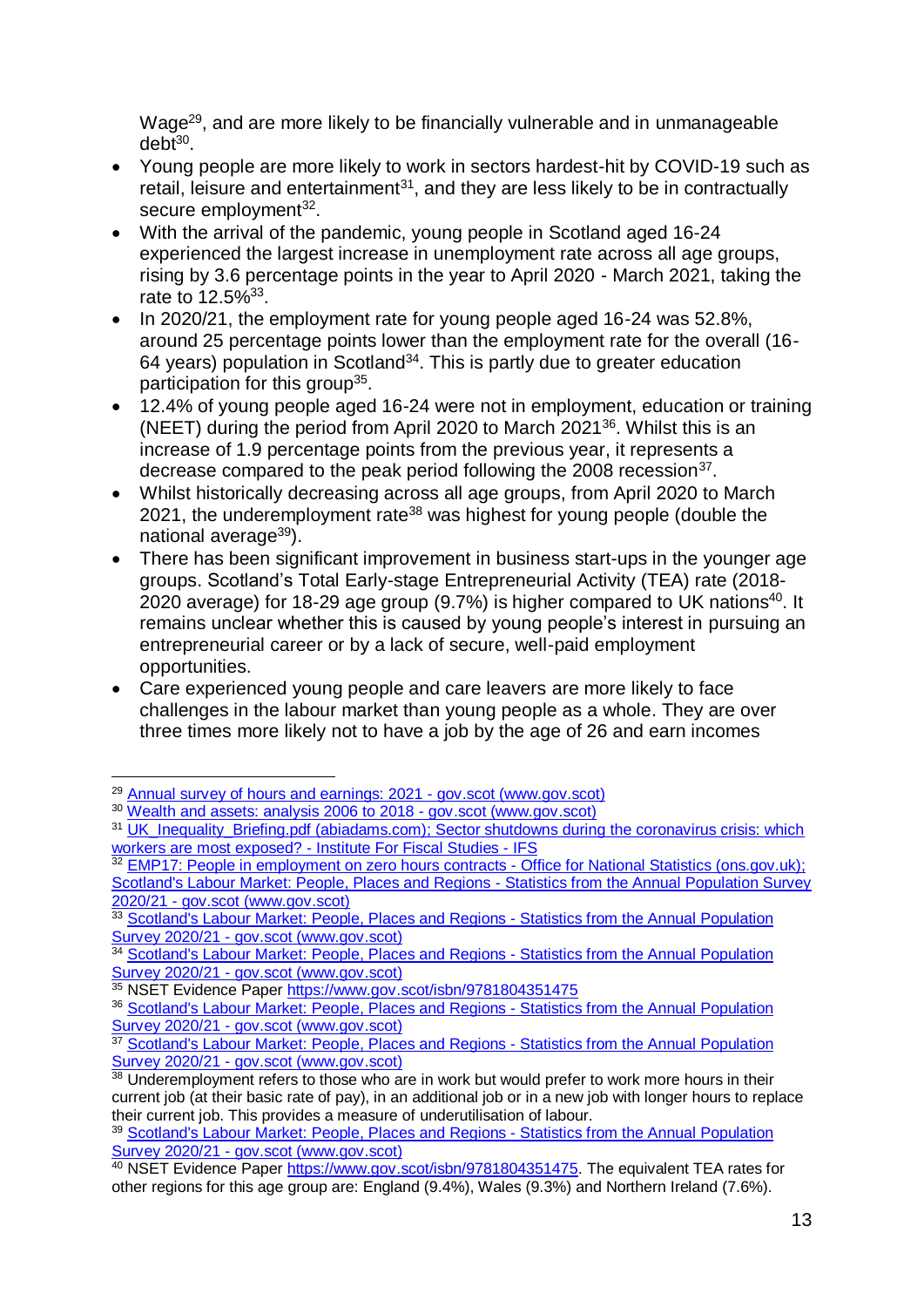Wage[29], and are more likely to be financially vulnerable and in unmanageable debt[30].

- Young people are more likely to work in sectors hardest-hit by COVID-19 such as retail, leisure and entertainment[31], and they are less likely to be in contractually secure employment[32].
- With the arrival of the pandemic, young people in Scotland aged 16-24 experienced the largest increase in unemployment rate across all age groups, rising by 3.6 percentage points in the year to April 2020 - March 2021, taking the rate to 12.5%[33].
- In 2020/21, the employment rate for young people aged 16-24 was 52.8%, around 25 percentage points lower than the employment rate for the overall (16-64 years) population in Scotland[34]. This is partly due to greater education participation for this group[35].
- 12.4% of young people aged 16-24 were not in employment, education or training (NEET) during the period from April 2020 to March 2021[36]. Whilst this is an increase of 1.9 percentage points from the previous year, it represents a decrease compared to the peak period following the 2008 recession[37].
- Whilst historically decreasing across all age groups, from April 2020 to March 2021, the underemployment rate[38] was highest for young people (double the national average[39]).
- There has been significant improvement in business start-ups in the younger age groups. Scotland's Total Early-stage Entrepreneurial Activity (TEA) rate (2018-2020 average) for 18-29 age group (9.7%) is higher compared to UK nations[40]. It remains unclear whether this is caused by young people's interest in pursuing an entrepreneurial career or by a lack of secure, well-paid employment opportunities.
- Care experienced young people and care leavers are more likely to face challenges in the labour market than young people as a whole. They are over three times more likely not to have a job by the age of 26 and earn incomes

---

[29] Annual survey of hours and earnings: 2021 - gov.scot (www.gov.scot)

[30] Wealth and assets: analysis 2006 to 2018 - gov.scot (www.gov.scot)

[31] UK_Inequality_Briefing.pdf (abiadams.com); Sector shutdowns during the coronavirus crisis: which workers are most exposed? - Institute For Fiscal Studies - IFS

[32] EMP17: People in employment on zero hours contracts - Office for National Statistics (ons.gov.uk); Scotland's Labour Market: People, Places and Regions - Statistics from the Annual Population Survey 2020/21 - gov.scot (www.gov.scot)

[33] Scotland's Labour Market: People, Places and Regions - Statistics from the Annual Population Survey 2020/21 - gov.scot (www.gov.scot)

[34] Scotland's Labour Market: People, Places and Regions - Statistics from the Annual Population Survey 2020/21 - gov.scot (www.gov.scot)

[35] NSET Evidence Paper https://www.gov.scot/isbn/9781804351475

[36] Scotland's Labour Market: People, Places and Regions - Statistics from the Annual Population Survey 2020/21 - gov.scot (www.gov.scot)

[37] Scotland's Labour Market: People, Places and Regions - Statistics from the Annual Population Survey 2020/21 - gov.scot (www.gov.scot)

[38] Underemployment refers to those who are in work but would prefer to work more hours in their current job (at their basic rate of pay), in an additional job or in a new job with longer hours to replace their current job. This provides a measure of underutilisation of labour.

[39] Scotland's Labour Market: People, Places and Regions - Statistics from the Annual Population Survey 2020/21 - gov.scot (www.gov.scot)

[40] NSET Evidence Paper https://www.gov.scot/isbn/9781804351475. The equivalent TEA rates for other regions for this age group are: England (9.4%), Wales (9.3%) and Northern Ireland (7.6%).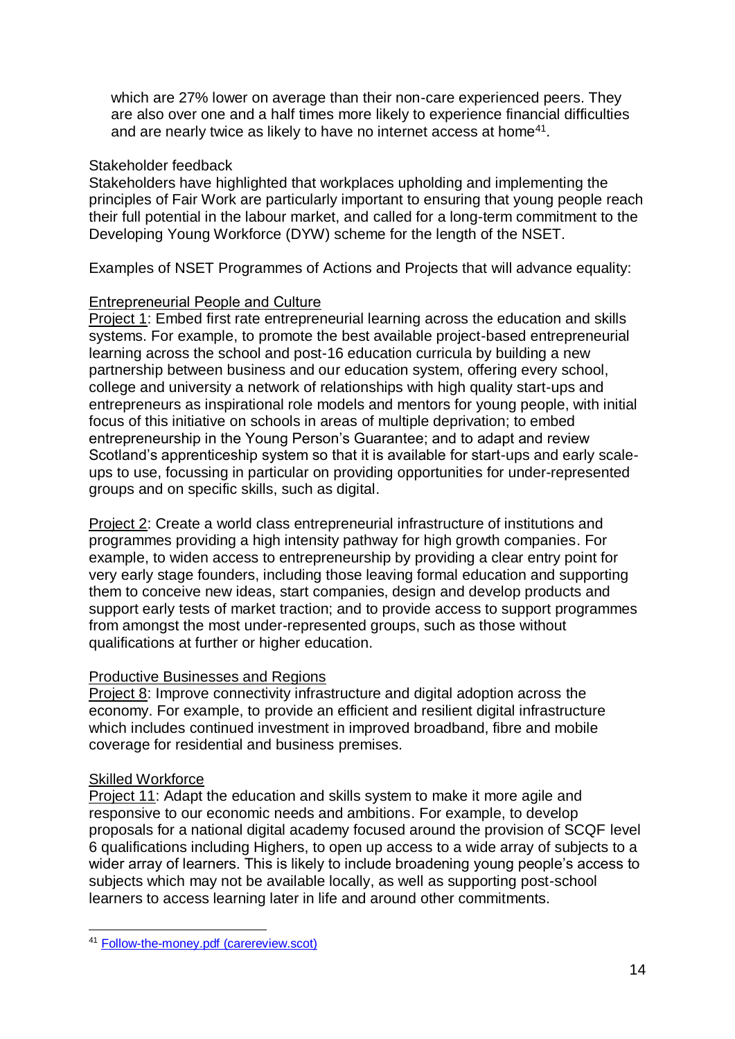which are 27% lower on average than their non-care experienced peers. They are also over one and a half times more likely to experience financial difficulties and are nearly twice as likely to have no internet access at home[41].

Stakeholder feedback

Stakeholders have highlighted that workplaces upholding and implementing the principles of Fair Work are particularly important to ensuring that young people reach their full potential in the labour market, and called for a long-term commitment to the Developing Young Workforce (DYW) scheme for the length of the NSET.

Examples of NSET Programmes of Actions and Projects that will advance equality:

Entrepreneurial People and Culture

Project 1: Embed first rate entrepreneurial learning across the education and skills systems. For example, to promote the best available project-based entrepreneurial learning across the school and post-16 education curricula by building a new partnership between business and our education system, offering every school, college and university a network of relationships with high quality start-ups and entrepreneurs as inspirational role models and mentors for young people, with initial focus of this initiative on schools in areas of multiple deprivation; to embed entrepreneurship in the Young Person's Guarantee; and to adapt and review Scotland's apprenticeship system so that it is available for start-ups and early scale-ups to use, focussing in particular on providing opportunities for under-represented groups and on specific skills, such as digital.

Project 2: Create a world class entrepreneurial infrastructure of institutions and programmes providing a high intensity pathway for high growth companies. For example, to widen access to entrepreneurship by providing a clear entry point for very early stage founders, including those leaving formal education and supporting them to conceive new ideas, start companies, design and develop products and support early tests of market traction; and to provide access to support programmes from amongst the most under-represented groups, such as those without qualifications at further or higher education.

Productive Businesses and Regions

Project 8: Improve connectivity infrastructure and digital adoption across the economy. For example, to provide an efficient and resilient digital infrastructure which includes continued investment in improved broadband, fibre and mobile coverage for residential and business premises.

Skilled Workforce

Project 11: Adapt the education and skills system to make it more agile and responsive to our economic needs and ambitions. For example, to develop proposals for a national digital academy focused around the provision of SCQF level 6 qualifications including Highers, to open up access to a wide array of subjects to a wider array of learners. This is likely to include broadening young people's access to subjects which may not be available locally, as well as supporting post-school learners to access learning later in life and around other commitments.

[41] Follow-the-money.pdf (carereview.scot)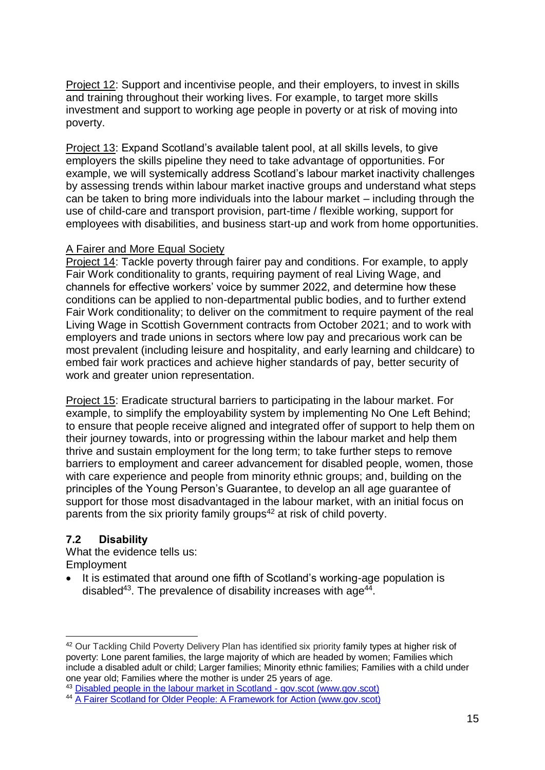Project 12: Support and incentivise people, and their employers, to invest in skills and training throughout their working lives. For example, to target more skills investment and support to working age people in poverty or at risk of moving into poverty.

Project 13: Expand Scotland's available talent pool, at all skills levels, to give employers the skills pipeline they need to take advantage of opportunities. For example, we will systemically address Scotland's labour market inactivity challenges by assessing trends within labour market inactive groups and understand what steps can be taken to bring more individuals into the labour market – including through the use of child-care and transport provision, part-time / flexible working, support for employees with disabilities, and business start-up and work from home opportunities.

A Fairer and More Equal Society

Project 14: Tackle poverty through fairer pay and conditions. For example, to apply Fair Work conditionality to grants, requiring payment of real Living Wage, and channels for effective workers' voice by summer 2022, and determine how these conditions can be applied to non-departmental public bodies, and to further extend Fair Work conditionality; to deliver on the commitment to require payment of the real Living Wage in Scottish Government contracts from October 2021; and to work with employers and trade unions in sectors where low pay and precarious work can be most prevalent (including leisure and hospitality, and early learning and childcare) to embed fair work practices and achieve higher standards of pay, better security of work and greater union representation.

Project 15: Eradicate structural barriers to participating in the labour market. For example, to simplify the employability system by implementing No One Left Behind; to ensure that people receive aligned and integrated offer of support to help them on their journey towards, into or progressing within the labour market and help them thrive and sustain employment for the long term; to take further steps to remove barriers to employment and career advancement for disabled people, women, those with care experience and people from minority ethnic groups; and, building on the principles of the Young Person's Guarantee, to develop an all age guarantee of support for those most disadvantaged in the labour market, with an initial focus on parents from the six priority family groups[42] at risk of child poverty.

### 7.2 Disability

What the evidence tells us:

Employment

- It is estimated that around one fifth of Scotland's working-age population is disabled[43]. The prevalence of disability increases with age[44].

---

[42] Our Tackling Child Poverty Delivery Plan has identified six priority family types at higher risk of poverty: Lone parent families, the large majority of which are headed by women; Families which include a disabled adult or child; Larger families; Minority ethnic families; Families with a child under one year old; Families where the mother is under 25 years of age.

[43] Disabled people in the labour market in Scotland - gov.scot (www.gov.scot)

[44] A Fairer Scotland for Older People: A Framework for Action (www.gov.scot)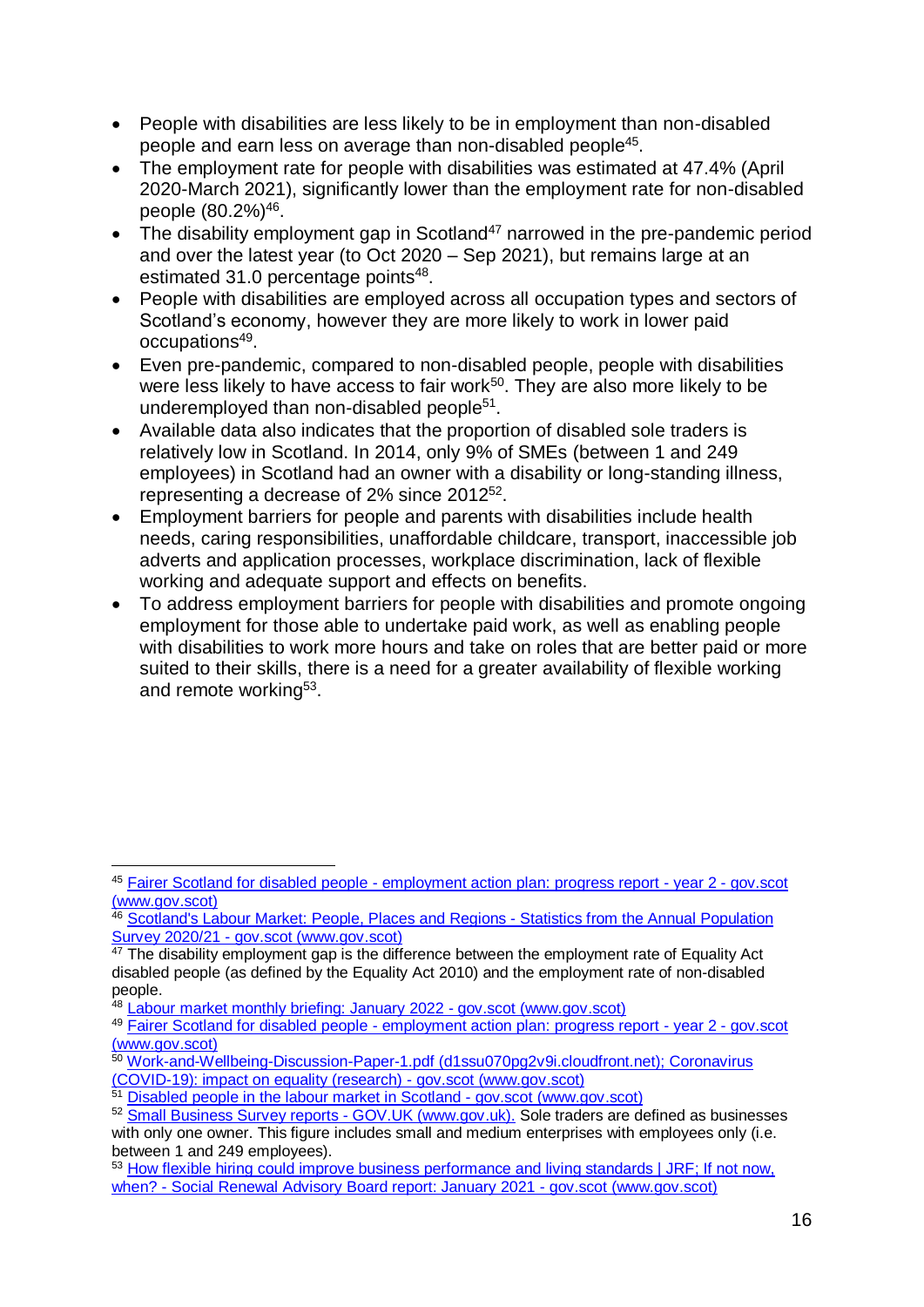- People with disabilities are less likely to be in employment than non-disabled people and earn less on average than non-disabled people[45].
- The employment rate for people with disabilities was estimated at 47.4% (April 2020-March 2021), significantly lower than the employment rate for non-disabled people (80.2%)[46].
- The disability employment gap in Scotland[47] narrowed in the pre-pandemic period and over the latest year (to Oct 2020 – Sep 2021), but remains large at an estimated 31.0 percentage points[48].
- People with disabilities are employed across all occupation types and sectors of Scotland's economy, however they are more likely to work in lower paid occupations[49].
- Even pre-pandemic, compared to non-disabled people, people with disabilities were less likely to have access to fair work[50]. They are also more likely to be underemployed than non-disabled people[51].
- Available data also indicates that the proportion of disabled sole traders is relatively low in Scotland. In 2014, only 9% of SMEs (between 1 and 249 employees) in Scotland had an owner with a disability or long-standing illness, representing a decrease of 2% since 2012[52].
- Employment barriers for people and parents with disabilities include health needs, caring responsibilities, unaffordable childcare, transport, inaccessible job adverts and application processes, workplace discrimination, lack of flexible working and adequate support and effects on benefits.
- To address employment barriers for people with disabilities and promote ongoing employment for those able to undertake paid work, as well as enabling people with disabilities to work more hours and take on roles that are better paid or more suited to their skills, there is a need for a greater availability of flexible working and remote working[53].

---

[45] Fairer Scotland for disabled people - employment action plan: progress report - year 2 - gov.scot (www.gov.scot)

[46] Scotland's Labour Market: People, Places and Regions - Statistics from the Annual Population Survey 2020/21 - gov.scot (www.gov.scot)

[47] The disability employment gap is the difference between the employment rate of Equality Act disabled people (as defined by the Equality Act 2010) and the employment rate of non-disabled people.

[48] Labour market monthly briefing: January 2022 - gov.scot (www.gov.scot)

[49] Fairer Scotland for disabled people - employment action plan: progress report - year 2 - gov.scot (www.gov.scot)

[50] Work-and-Wellbeing-Discussion-Paper-1.pdf (d1ssu070pg2v9i.cloudfront.net); Coronavirus (COVID-19): impact on equality (research) - gov.scot (www.gov.scot)

[51] Disabled people in the labour market in Scotland - gov.scot (www.gov.scot)

[52] Small Business Survey reports - GOV.UK (www.gov.uk). Sole traders are defined as businesses with only one owner. This figure includes small and medium enterprises with employees only (i.e. between 1 and 249 employees).

[53] How flexible hiring could improve business performance and living standards | JRF; If not now, when? - Social Renewal Advisory Board report: January 2021 - gov.scot (www.gov.scot)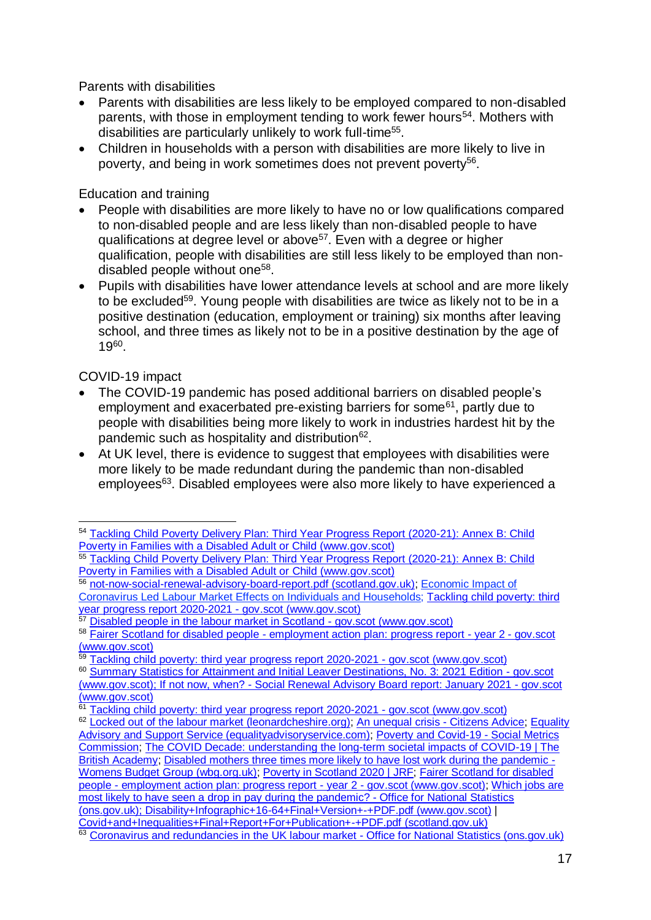Parents with disabilities

- Parents with disabilities are less likely to be employed compared to non-disabled parents, with those in employment tending to work fewer hours[54]. Mothers with disabilities are particularly unlikely to work full-time[55].
- Children in households with a person with disabilities are more likely to live in poverty, and being in work sometimes does not prevent poverty[56].

Education and training

- People with disabilities are more likely to have no or low qualifications compared to non-disabled people and are less likely than non-disabled people to have qualifications at degree level or above[57]. Even with a degree or higher qualification, people with disabilities are still less likely to be employed than non-disabled people without one[58].
- Pupils with disabilities have lower attendance levels at school and are more likely to be excluded[59]. Young people with disabilities are twice as likely not to be in a positive destination (education, employment or training) six months after leaving school, and three times as likely not to be in a positive destination by the age of 19[60].

COVID-19 impact

- The COVID-19 pandemic has posed additional barriers on disabled people's employment and exacerbated pre-existing barriers for some[61], partly due to people with disabilities being more likely to work in industries hardest hit by the pandemic such as hospitality and distribution[62].
- At UK level, there is evidence to suggest that employees with disabilities were more likely to be made redundant during the pandemic than non-disabled employees[63]. Disabled employees were also more likely to have experienced a

---

[54] Tackling Child Poverty Delivery Plan: Third Year Progress Report (2020-21): Annex B: Child Poverty in Families with a Disabled Adult or Child (www.gov.scot)

[55] Tackling Child Poverty Delivery Plan: Third Year Progress Report (2020-21): Annex B: Child Poverty in Families with a Disabled Adult or Child (www.gov.scot)

[56] not-now-social-renewal-advisory-board-report.pdf (scotland.gov.uk); Economic Impact of Coronavirus Led Labour Market Effects on Individuals and Households; Tackling child poverty: third year progress report 2020-2021 - gov.scot (www.gov.scot)

[57] Disabled people in the labour market in Scotland - gov.scot (www.gov.scot)

[58] Fairer Scotland for disabled people - employment action plan: progress report - year 2 - gov.scot (www.gov.scot)

[59] Tackling child poverty: third year progress report 2020-2021 - gov.scot (www.gov.scot)

[60] Summary Statistics for Attainment and Initial Leaver Destinations, No. 3: 2021 Edition - gov.scot (www.gov.scot); If not now, when? - Social Renewal Advisory Board report: January 2021 - gov.scot (www.gov.scot)

[61] Tackling child poverty: third year progress report 2020-2021 - gov.scot (www.gov.scot)

[62] Locked out of the labour market (leonardcheshire.org); An unequal crisis - Citizens Advice; Equality Advisory and Support Service (equalityadvisoryservice.com); Poverty and Covid-19 - Social Metrics Commission; The COVID Decade: understanding the long-term societal impacts of COVID-19 | The British Academy; Disabled mothers three times more likely to have lost work during the pandemic - Womens Budget Group (wbg.org.uk); Poverty in Scotland 2020 | JRF; Fairer Scotland for disabled people - employment action plan: progress report - year 2 - gov.scot (www.gov.scot); Which jobs are most likely to have seen a drop in pay during the pandemic? - Office for National Statistics (ons.gov.uk); Disability+Infographic+16-64+Final+Version+-+PDF.pdf (www.gov.scot) | Covid+and+Inequalities+Final+Report+For+Publication+-+PDF.pdf (scotland.gov.uk)

[63] Coronavirus and redundancies in the UK labour market - Office for National Statistics (ons.gov.uk)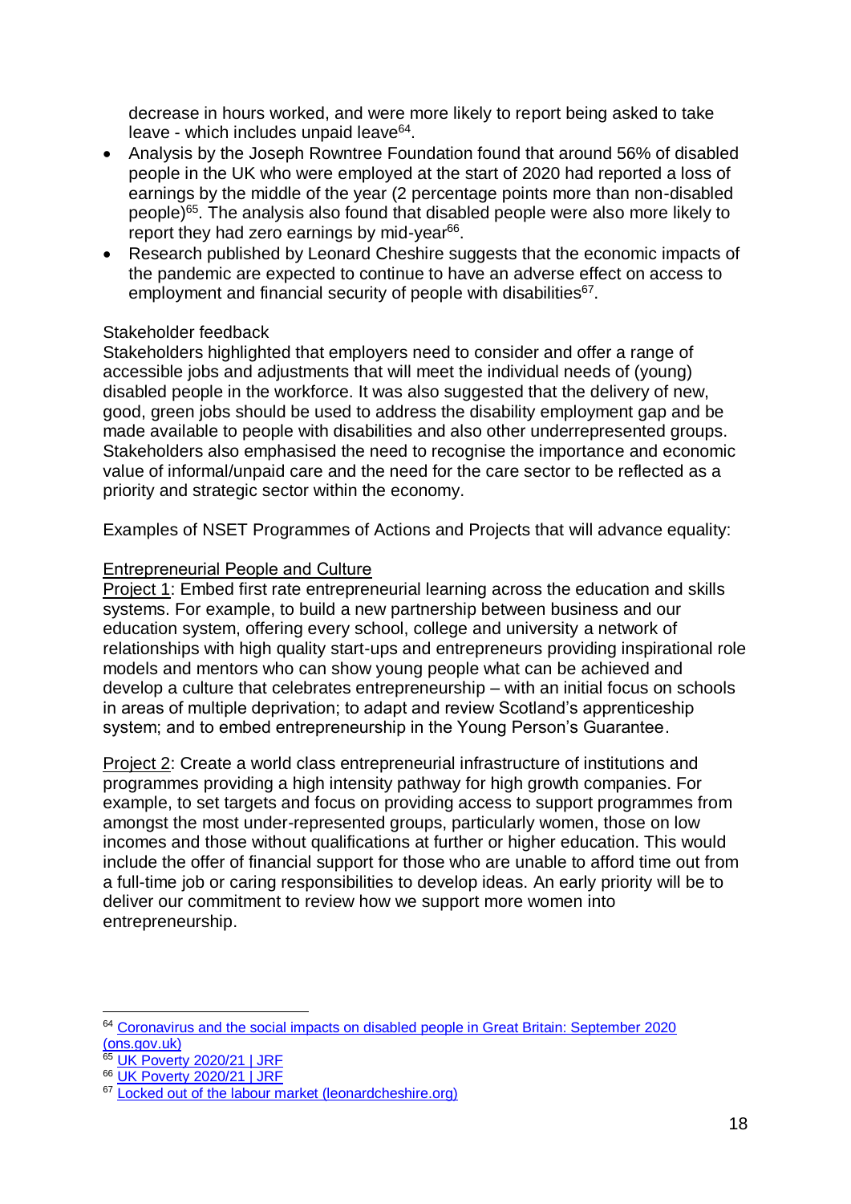decrease in hours worked, and were more likely to report being asked to take leave - which includes unpaid leave[64].

- Analysis by the Joseph Rowntree Foundation found that around 56% of disabled people in the UK who were employed at the start of 2020 had reported a loss of earnings by the middle of the year (2 percentage points more than non-disabled people)[65]. The analysis also found that disabled people were also more likely to report they had zero earnings by mid-year[66].
- Research published by Leonard Cheshire suggests that the economic impacts of the pandemic are expected to continue to have an adverse effect on access to employment and financial security of people with disabilities[67].

Stakeholder feedback

Stakeholders highlighted that employers need to consider and offer a range of accessible jobs and adjustments that will meet the individual needs of (young) disabled people in the workforce. It was also suggested that the delivery of new, good, green jobs should be used to address the disability employment gap and be made available to people with disabilities and also other underrepresented groups. Stakeholders also emphasised the need to recognise the importance and economic value of informal/unpaid care and the need for the care sector to be reflected as a priority and strategic sector within the economy.

Examples of NSET Programmes of Actions and Projects that will advance equality:

<u>Entrepreneurial People and Culture</u>

<u>Project 1</u>: Embed first rate entrepreneurial learning across the education and skills systems. For example, to build a new partnership between business and our education system, offering every school, college and university a network of relationships with high quality start-ups and entrepreneurs providing inspirational role models and mentors who can show young people what can be achieved and develop a culture that celebrates entrepreneurship – with an initial focus on schools in areas of multiple deprivation; to adapt and review Scotland's apprenticeship system; and to embed entrepreneurship in the Young Person's Guarantee.

<u>Project 2</u>: Create a world class entrepreneurial infrastructure of institutions and programmes providing a high intensity pathway for high growth companies. For example, to set targets and focus on providing access to support programmes from amongst the most under-represented groups, particularly women, those on low incomes and those without qualifications at further or higher education. This would include the offer of financial support for those who are unable to afford time out from a full-time job or caring responsibilities to develop ideas. An early priority will be to deliver our commitment to review how we support more women into entrepreneurship.

---

[64] [Coronavirus and the social impacts on disabled people in Great Britain: September 2020 (ons.gov.uk)]

[65] [UK Poverty 2020/21 | JRF]

[66] [UK Poverty 2020/21 | JRF]

[67] [Locked out of the labour market (leonardcheshire.org)]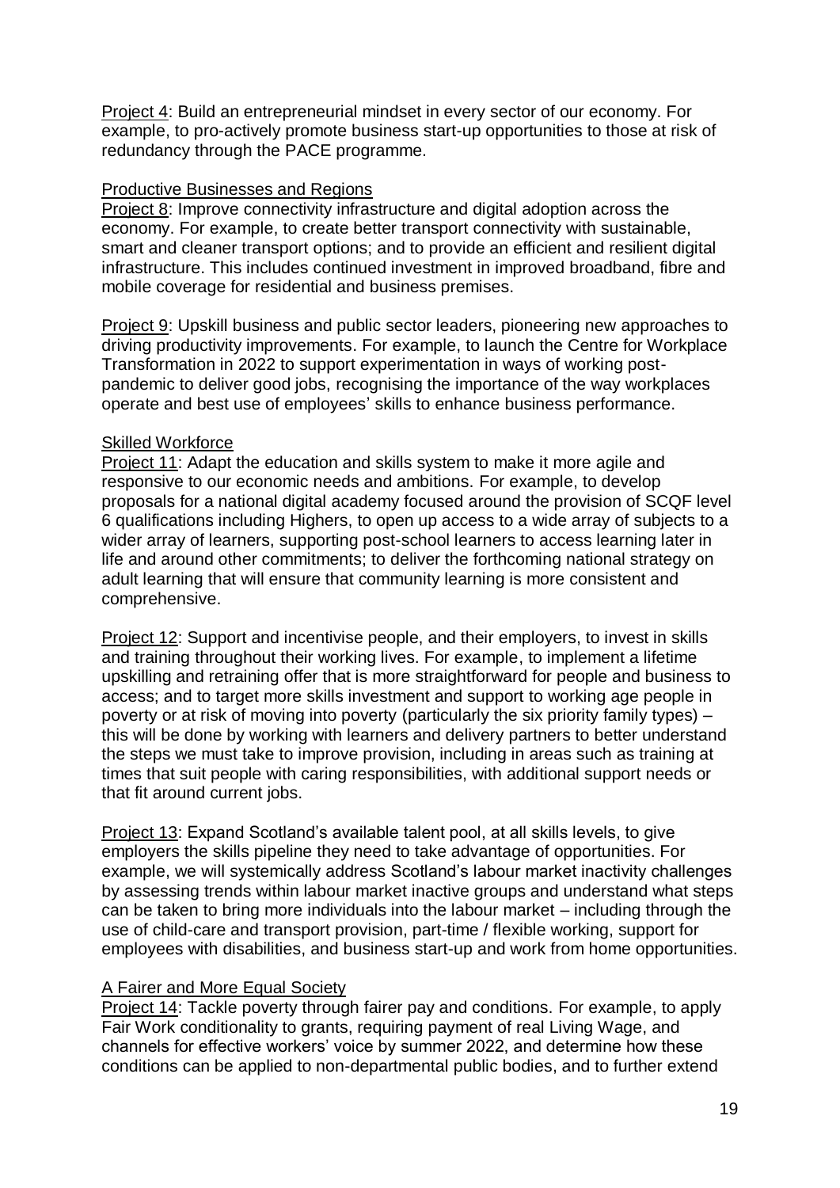Project 4: Build an entrepreneurial mindset in every sector of our economy. For example, to pro-actively promote business start-up opportunities to those at risk of redundancy through the PACE programme.

Productive Businesses and Regions

Project 8: Improve connectivity infrastructure and digital adoption across the economy. For example, to create better transport connectivity with sustainable, smart and cleaner transport options; and to provide an efficient and resilient digital infrastructure. This includes continued investment in improved broadband, fibre and mobile coverage for residential and business premises.

Project 9: Upskill business and public sector leaders, pioneering new approaches to driving productivity improvements. For example, to launch the Centre for Workplace Transformation in 2022 to support experimentation in ways of working post-pandemic to deliver good jobs, recognising the importance of the way workplaces operate and best use of employees' skills to enhance business performance.

Skilled Workforce

Project 11: Adapt the education and skills system to make it more agile and responsive to our economic needs and ambitions. For example, to develop proposals for a national digital academy focused around the provision of SCQF level 6 qualifications including Highers, to open up access to a wide array of subjects to a wider array of learners, supporting post-school learners to access learning later in life and around other commitments; to deliver the forthcoming national strategy on adult learning that will ensure that community learning is more consistent and comprehensive.

Project 12: Support and incentivise people, and their employers, to invest in skills and training throughout their working lives. For example, to implement a lifetime upskilling and retraining offer that is more straightforward for people and business to access; and to target more skills investment and support to working age people in poverty or at risk of moving into poverty (particularly the six priority family types) – this will be done by working with learners and delivery partners to better understand the steps we must take to improve provision, including in areas such as training at times that suit people with caring responsibilities, with additional support needs or that fit around current jobs.

Project 13: Expand Scotland's available talent pool, at all skills levels, to give employers the skills pipeline they need to take advantage of opportunities. For example, we will systemically address Scotland's labour market inactivity challenges by assessing trends within labour market inactive groups and understand what steps can be taken to bring more individuals into the labour market – including through the use of child-care and transport provision, part-time / flexible working, support for employees with disabilities, and business start-up and work from home opportunities.

A Fairer and More Equal Society

Project 14: Tackle poverty through fairer pay and conditions. For example, to apply Fair Work conditionality to grants, requiring payment of real Living Wage, and channels for effective workers' voice by summer 2022, and determine how these conditions can be applied to non-departmental public bodies, and to further extend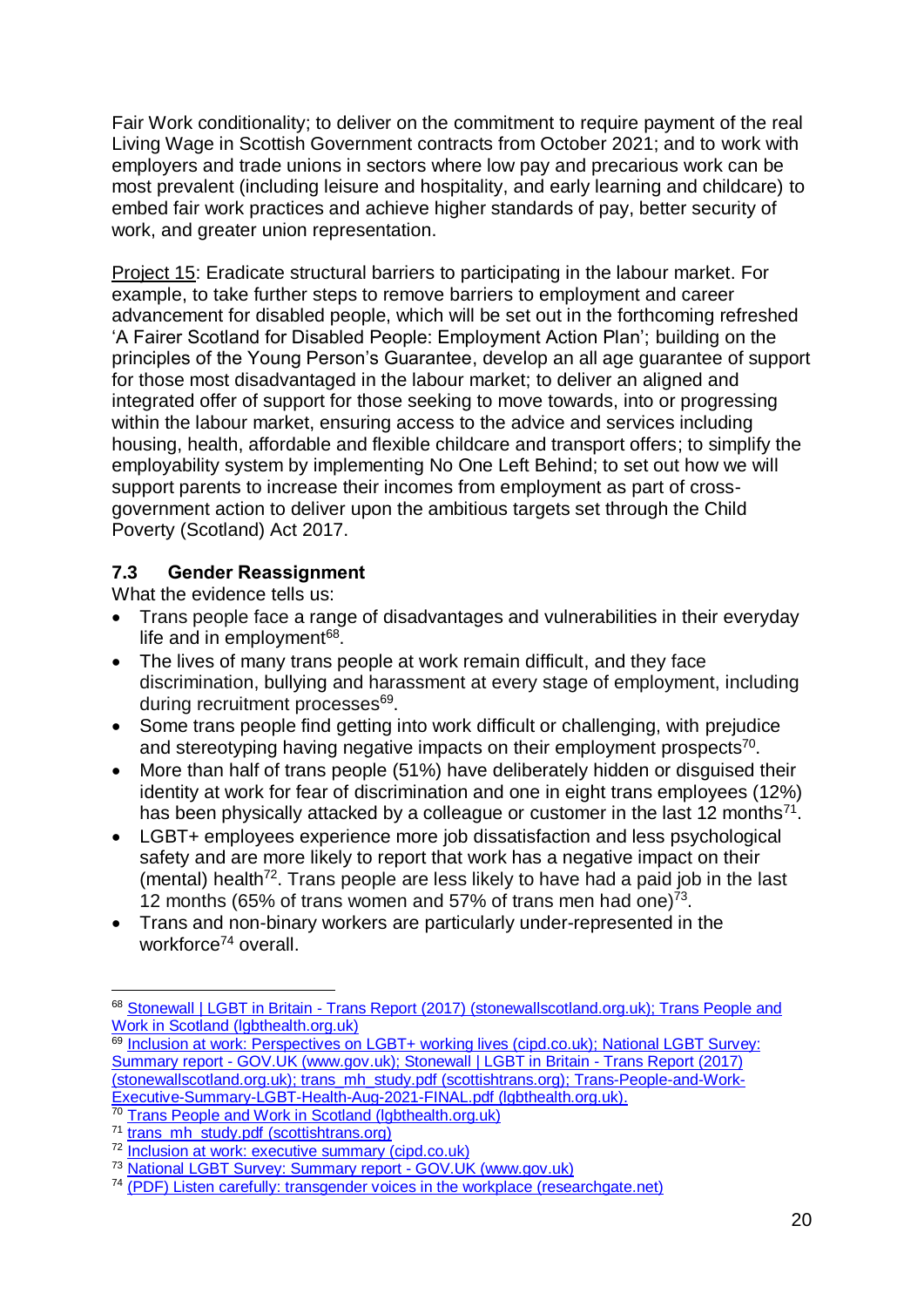Fair Work conditionality; to deliver on the commitment to require payment of the real Living Wage in Scottish Government contracts from October 2021; and to work with employers and trade unions in sectors where low pay and precarious work can be most prevalent (including leisure and hospitality, and early learning and childcare) to embed fair work practices and achieve higher standards of pay, better security of work, and greater union representation.

Project 15: Eradicate structural barriers to participating in the labour market. For example, to take further steps to remove barriers to employment and career advancement for disabled people, which will be set out in the forthcoming refreshed 'A Fairer Scotland for Disabled People: Employment Action Plan'; building on the principles of the Young Person's Guarantee, develop an all age guarantee of support for those most disadvantaged in the labour market; to deliver an aligned and integrated offer of support for those seeking to move towards, into or progressing within the labour market, ensuring access to the advice and services including housing, health, affordable and flexible childcare and transport offers; to simplify the employability system by implementing No One Left Behind; to set out how we will support parents to increase their incomes from employment as part of cross-government action to deliver upon the ambitious targets set through the Child Poverty (Scotland) Act 2017.

### 7.3 Gender Reassignment

What the evidence tells us:

- Trans people face a range of disadvantages and vulnerabilities in their everyday life and in employment[68].
- The lives of many trans people at work remain difficult, and they face discrimination, bullying and harassment at every stage of employment, including during recruitment processes[69].
- Some trans people find getting into work difficult or challenging, with prejudice and stereotyping having negative impacts on their employment prospects[70].
- More than half of trans people (51%) have deliberately hidden or disguised their identity at work for fear of discrimination and one in eight trans employees (12%) has been physically attacked by a colleague or customer in the last 12 months[71].
- LGBT+ employees experience more job dissatisfaction and less psychological safety and are more likely to report that work has a negative impact on their (mental) health[72]. Trans people are less likely to have had a paid job in the last 12 months (65% of trans women and 57% of trans men had one)[73].
- Trans and non-binary workers are particularly under-represented in the workforce[74] overall.

---

[68] Stonewall | LGBT in Britain - Trans Report (2017) (stonewallscotland.org.uk); Trans People and Work in Scotland (lgbthealth.org.uk)

[69] Inclusion at work: Perspectives on LGBT+ working lives (cipd.co.uk); National LGBT Survey: Summary report - GOV.UK (www.gov.uk); Stonewall | LGBT in Britain - Trans Report (2017) (stonewallscotland.org.uk); trans_mh_study.pdf (scottishtrans.org); Trans-People-and-Work-Executive-Summary-LGBT-Health-Aug-2021-FINAL.pdf (lgbthealth.org.uk).

[70] Trans People and Work in Scotland (lgbthealth.org.uk)

[71] trans_mh_study.pdf (scottishtrans.org)

[72] Inclusion at work: executive summary (cipd.co.uk)

[73] National LGBT Survey: Summary report - GOV.UK (www.gov.uk)

[74] (PDF) Listen carefully: transgender voices in the workplace (researchgate.net)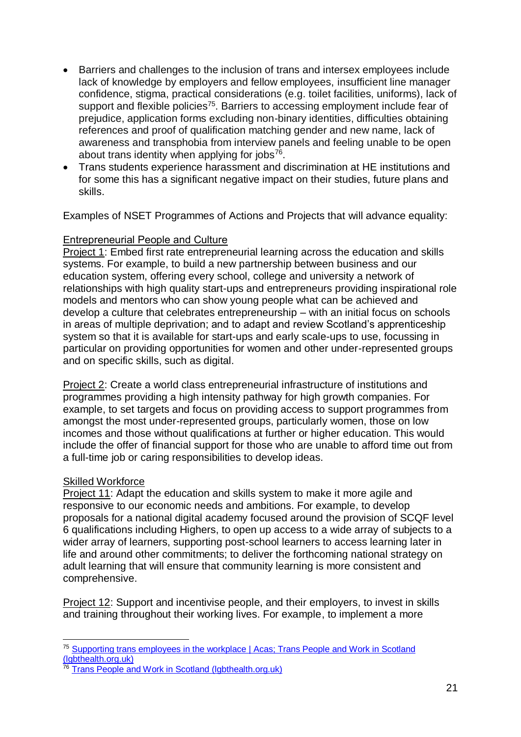- Barriers and challenges to the inclusion of trans and intersex employees include lack of knowledge by employers and fellow employees, insufficient line manager confidence, stigma, practical considerations (e.g. toilet facilities, uniforms), lack of support and flexible policies[75]. Barriers to accessing employment include fear of prejudice, application forms excluding non-binary identities, difficulties obtaining references and proof of qualification matching gender and new name, lack of awareness and transphobia from interview panels and feeling unable to be open about trans identity when applying for jobs[76].
- Trans students experience harassment and discrimination at HE institutions and for some this has a significant negative impact on their studies, future plans and skills.

Examples of NSET Programmes of Actions and Projects that will advance equality:

Entrepreneurial People and Culture

Project 1: Embed first rate entrepreneurial learning across the education and skills systems. For example, to build a new partnership between business and our education system, offering every school, college and university a network of relationships with high quality start-ups and entrepreneurs providing inspirational role models and mentors who can show young people what can be achieved and develop a culture that celebrates entrepreneurship – with an initial focus on schools in areas of multiple deprivation; and to adapt and review Scotland's apprenticeship system so that it is available for start-ups and early scale-ups to use, focussing in particular on providing opportunities for women and other under-represented groups and on specific skills, such as digital.

Project 2: Create a world class entrepreneurial infrastructure of institutions and programmes providing a high intensity pathway for high growth companies. For example, to set targets and focus on providing access to support programmes from amongst the most under-represented groups, particularly women, those on low incomes and those without qualifications at further or higher education. This would include the offer of financial support for those who are unable to afford time out from a full-time job or caring responsibilities to develop ideas.

Skilled Workforce

Project 11: Adapt the education and skills system to make it more agile and responsive to our economic needs and ambitions. For example, to develop proposals for a national digital academy focused around the provision of SCQF level 6 qualifications including Highers, to open up access to a wide array of subjects to a wider array of learners, supporting post-school learners to access learning later in life and around other commitments; to deliver the forthcoming national strategy on adult learning that will ensure that community learning is more consistent and comprehensive.

Project 12: Support and incentivise people, and their employers, to invest in skills and training throughout their working lives. For example, to implement a more

---

[75] Supporting trans employees in the workplace | Acas; Trans People and Work in Scotland (lgbthealth.org.uk)

[76] Trans People and Work in Scotland (lgbthealth.org.uk)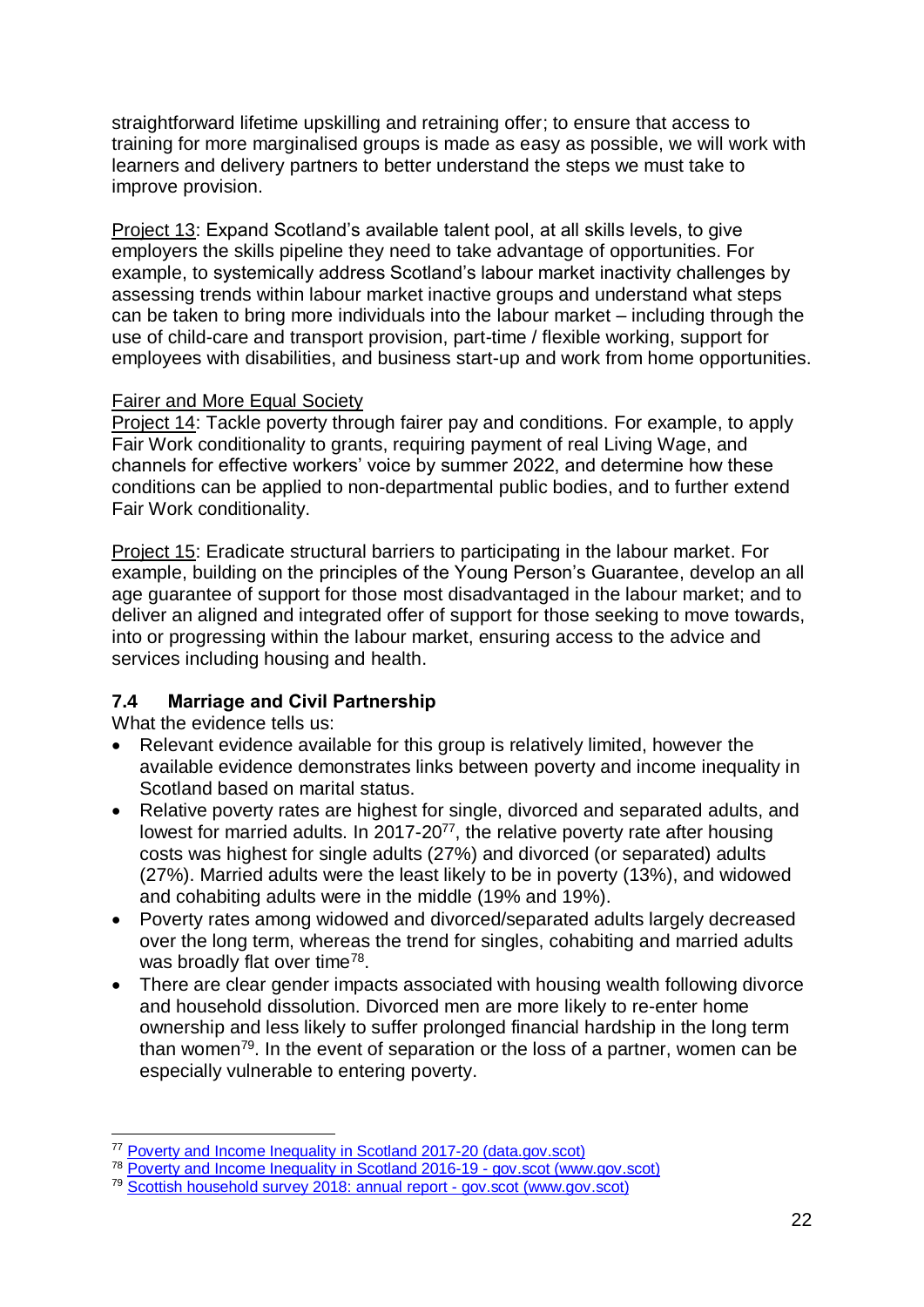straightforward lifetime upskilling and retraining offer; to ensure that access to training for more marginalised groups is made as easy as possible, we will work with learners and delivery partners to better understand the steps we must take to improve provision.

Project 13: Expand Scotland's available talent pool, at all skills levels, to give employers the skills pipeline they need to take advantage of opportunities. For example, to systemically address Scotland's labour market inactivity challenges by assessing trends within labour market inactive groups and understand what steps can be taken to bring more individuals into the labour market – including through the use of child-care and transport provision, part-time / flexible working, support for employees with disabilities, and business start-up and work from home opportunities.

Fairer and More Equal Society

Project 14: Tackle poverty through fairer pay and conditions. For example, to apply Fair Work conditionality to grants, requiring payment of real Living Wage, and channels for effective workers' voice by summer 2022, and determine how these conditions can be applied to non-departmental public bodies, and to further extend Fair Work conditionality.

Project 15: Eradicate structural barriers to participating in the labour market. For example, building on the principles of the Young Person's Guarantee, develop an all age guarantee of support for those most disadvantaged in the labour market; and to deliver an aligned and integrated offer of support for those seeking to move towards, into or progressing within the labour market, ensuring access to the advice and services including housing and health.

### 7.4 Marriage and Civil Partnership

What the evidence tells us:

- Relevant evidence available for this group is relatively limited, however the available evidence demonstrates links between poverty and income inequality in Scotland based on marital status.
- Relative poverty rates are highest for single, divorced and separated adults, and lowest for married adults. In 2017-20[77], the relative poverty rate after housing costs was highest for single adults (27%) and divorced (or separated) adults (27%). Married adults were the least likely to be in poverty (13%), and widowed and cohabiting adults were in the middle (19% and 19%).
- Poverty rates among widowed and divorced/separated adults largely decreased over the long term, whereas the trend for singles, cohabiting and married adults was broadly flat over time[78].
- There are clear gender impacts associated with housing wealth following divorce and household dissolution. Divorced men are more likely to re-enter home ownership and less likely to suffer prolonged financial hardship in the long term than women[79]. In the event of separation or the loss of a partner, women can be especially vulnerable to entering poverty.

---

[77] Poverty and Income Inequality in Scotland 2017-20 (data.gov.scot)

[78] Poverty and Income Inequality in Scotland 2016-19 - gov.scot (www.gov.scot)

[79] Scottish household survey 2018: annual report - gov.scot (www.gov.scot)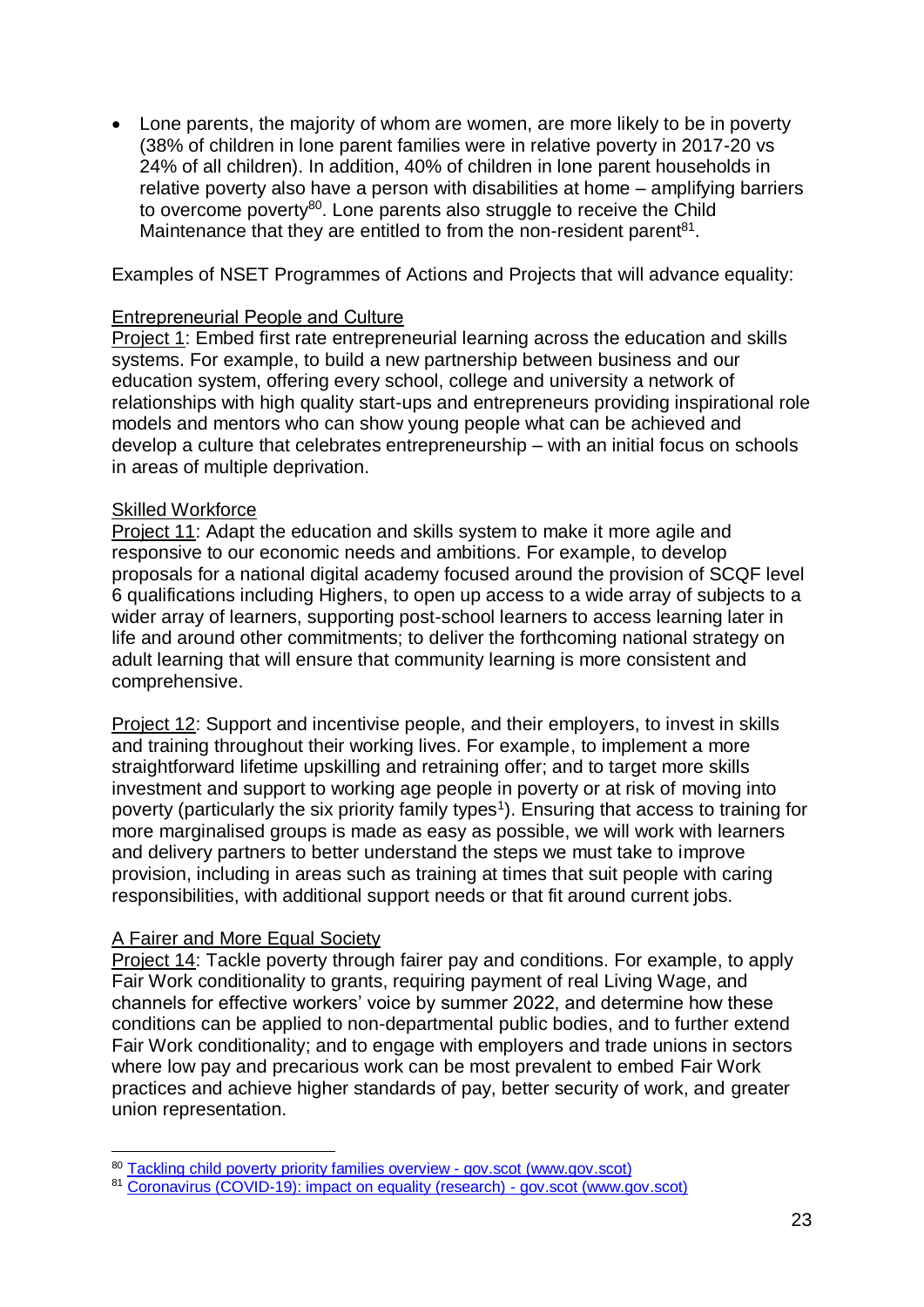- Lone parents, the majority of whom are women, are more likely to be in poverty (38% of children in lone parent families were in relative poverty in 2017-20 vs 24% of all children). In addition, 40% of children in lone parent households in relative poverty also have a person with disabilities at home – amplifying barriers to overcome poverty[80]. Lone parents also struggle to receive the Child Maintenance that they are entitled to from the non-resident parent[81].

Examples of NSET Programmes of Actions and Projects that will advance equality:

Entrepreneurial People and Culture

Project 1: Embed first rate entrepreneurial learning across the education and skills systems. For example, to build a new partnership between business and our education system, offering every school, college and university a network of relationships with high quality start-ups and entrepreneurs providing inspirational role models and mentors who can show young people what can be achieved and develop a culture that celebrates entrepreneurship – with an initial focus on schools in areas of multiple deprivation.

Skilled Workforce

Project 11: Adapt the education and skills system to make it more agile and responsive to our economic needs and ambitions. For example, to develop proposals for a national digital academy focused around the provision of SCQF level 6 qualifications including Highers, to open up access to a wide array of subjects to a wider array of learners, supporting post-school learners to access learning later in life and around other commitments; to deliver the forthcoming national strategy on adult learning that will ensure that community learning is more consistent and comprehensive.

Project 12: Support and incentivise people, and their employers, to invest in skills and training throughout their working lives. For example, to implement a more straightforward lifetime upskilling and retraining offer; and to target more skills investment and support to working age people in poverty or at risk of moving into poverty (particularly the six priority family types[1]). Ensuring that access to training for more marginalised groups is made as easy as possible, we will work with learners and delivery partners to better understand the steps we must take to improve provision, including in areas such as training at times that suit people with caring responsibilities, with additional support needs or that fit around current jobs.

A Fairer and More Equal Society

Project 14: Tackle poverty through fairer pay and conditions. For example, to apply Fair Work conditionality to grants, requiring payment of real Living Wage, and channels for effective workers' voice by summer 2022, and determine how these conditions can be applied to non-departmental public bodies, and to further extend Fair Work conditionality; and to engage with employers and trade unions in sectors where low pay and precarious work can be most prevalent to embed Fair Work practices and achieve higher standards of pay, better security of work, and greater union representation.

---

[80] Tackling child poverty priority families overview - gov.scot (www.gov.scot)

[81] Coronavirus (COVID-19): impact on equality (research) - gov.scot (www.gov.scot)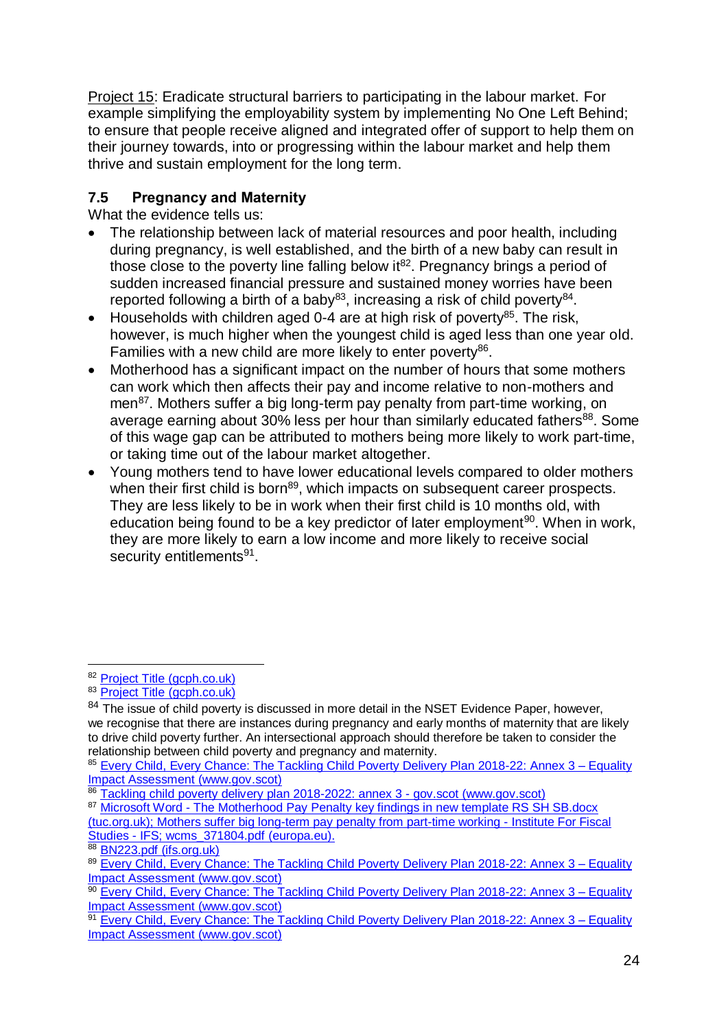Project 15: Eradicate structural barriers to participating in the labour market. For example simplifying the employability system by implementing No One Left Behind; to ensure that people receive aligned and integrated offer of support to help them on their journey towards, into or progressing within the labour market and help them thrive and sustain employment for the long term.

### 7.5 Pregnancy and Maternity

What the evidence tells us:

- The relationship between lack of material resources and poor health, including during pregnancy, is well established, and the birth of a new baby can result in those close to the poverty line falling below it[82]. Pregnancy brings a period of sudden increased financial pressure and sustained money worries have been reported following a birth of a baby[83], increasing a risk of child poverty[84].
- Households with children aged 0-4 are at high risk of poverty[85]. The risk, however, is much higher when the youngest child is aged less than one year old. Families with a new child are more likely to enter poverty[86].
- Motherhood has a significant impact on the number of hours that some mothers can work which then affects their pay and income relative to non-mothers and men[87]. Mothers suffer a big long-term pay penalty from part-time working, on average earning about 30% less per hour than similarly educated fathers[88]. Some of this wage gap can be attributed to mothers being more likely to work part-time, or taking time out of the labour market altogether.
- Young mothers tend to have lower educational levels compared to older mothers when their first child is born[89], which impacts on subsequent career prospects. They are less likely to be in work when their first child is 10 months old, with education being found to be a key predictor of later employment[90]. When in work, they are more likely to earn a low income and more likely to receive social security entitlements[91].

---

[82] Project Title (gcph.co.uk)

[83] Project Title (gcph.co.uk)

[84] The issue of child poverty is discussed in more detail in the NSET Evidence Paper, however, we recognise that there are instances during pregnancy and early months of maternity that are likely to drive child poverty further. An intersectional approach should therefore be taken to consider the relationship between child poverty and pregnancy and maternity.

[85] Every Child, Every Chance: The Tackling Child Poverty Delivery Plan 2018-22: Annex 3 – Equality Impact Assessment (www.gov.scot)

[86] Tackling child poverty delivery plan 2018-2022: annex 3 - gov.scot (www.gov.scot)

[87] Microsoft Word - The Motherhood Pay Penalty key findings in new template RS SH SB.docx (tuc.org.uk); Mothers suffer big long-term pay penalty from part-time working - Institute For Fiscal Studies - IFS; wcms_371804.pdf (europa.eu).

[88] BN223.pdf (ifs.org.uk)

[89] Every Child, Every Chance: The Tackling Child Poverty Delivery Plan 2018-22: Annex 3 – Equality Impact Assessment (www.gov.scot)

[90] Every Child, Every Chance: The Tackling Child Poverty Delivery Plan 2018-22: Annex 3 – Equality Impact Assessment (www.gov.scot)

[91] Every Child, Every Chance: The Tackling Child Poverty Delivery Plan 2018-22: Annex 3 – Equality Impact Assessment (www.gov.scot)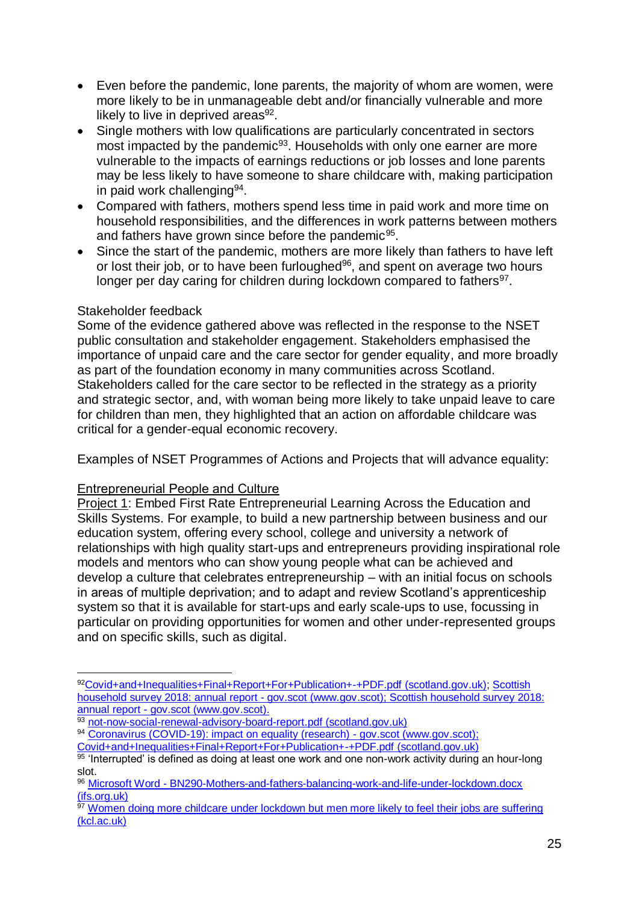- Even before the pandemic, lone parents, the majority of whom are women, were more likely to be in unmanageable debt and/or financially vulnerable and more likely to live in deprived areas[92].
- Single mothers with low qualifications are particularly concentrated in sectors most impacted by the pandemic[93]. Households with only one earner are more vulnerable to the impacts of earnings reductions or job losses and lone parents may be less likely to have someone to share childcare with, making participation in paid work challenging[94].
- Compared with fathers, mothers spend less time in paid work and more time on household responsibilities, and the differences in work patterns between mothers and fathers have grown since before the pandemic[95].
- Since the start of the pandemic, mothers are more likely than fathers to have left or lost their job, or to have been furloughed[96], and spent on average two hours longer per day caring for children during lockdown compared to fathers[97].

Stakeholder feedback

Some of the evidence gathered above was reflected in the response to the NSET public consultation and stakeholder engagement. Stakeholders emphasised the importance of unpaid care and the care sector for gender equality, and more broadly as part of the foundation economy in many communities across Scotland. Stakeholders called for the care sector to be reflected in the strategy as a priority and strategic sector, and, with woman being more likely to take unpaid leave to care for children than men, they highlighted that an action on affordable childcare was critical for a gender-equal economic recovery.

Examples of NSET Programmes of Actions and Projects that will advance equality:

Entrepreneurial People and Culture

Project 1: Embed First Rate Entrepreneurial Learning Across the Education and Skills Systems. For example, to build a new partnership between business and our education system, offering every school, college and university a network of relationships with high quality start-ups and entrepreneurs providing inspirational role models and mentors who can show young people what can be achieved and develop a culture that celebrates entrepreneurship – with an initial focus on schools in areas of multiple deprivation; and to adapt and review Scotland's apprenticeship system so that it is available for start-ups and early scale-ups to use, focussing in particular on providing opportunities for women and other under-represented groups and on specific skills, such as digital.

---

[92] Covid+and+Inequalities+Final+Report+For+Publication+-+PDF.pdf (scotland.gov.uk); Scottish household survey 2018: annual report - gov.scot (www.gov.scot); Scottish household survey 2018: annual report - gov.scot (www.gov.scot).

[93] not-now-social-renewal-advisory-board-report.pdf (scotland.gov.uk)

[94] Coronavirus (COVID-19): impact on equality (research) - gov.scot (www.gov.scot); Covid+and+Inequalities+Final+Report+For+Publication+-+PDF.pdf (scotland.gov.uk)

[95] 'Interrupted' is defined as doing at least one work and one non-work activity during an hour-long slot.

[96] Microsoft Word - BN290-Mothers-and-fathers-balancing-work-and-life-under-lockdown.docx (ifs.org.uk)

[97] Women doing more childcare under lockdown but men more likely to feel their jobs are suffering (kcl.ac.uk)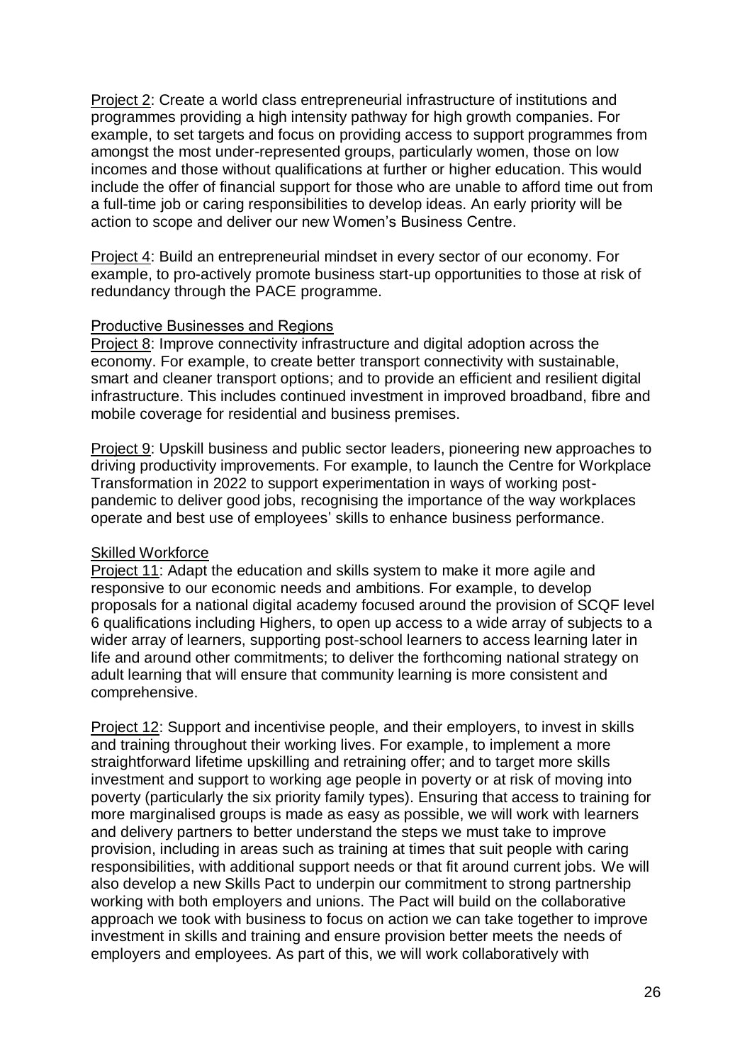Project 2: Create a world class entrepreneurial infrastructure of institutions and programmes providing a high intensity pathway for high growth companies. For example, to set targets and focus on providing access to support programmes from amongst the most under-represented groups, particularly women, those on low incomes and those without qualifications at further or higher education. This would include the offer of financial support for those who are unable to afford time out from a full-time job or caring responsibilities to develop ideas. An early priority will be action to scope and deliver our new Women's Business Centre.

Project 4: Build an entrepreneurial mindset in every sector of our economy. For example, to pro-actively promote business start-up opportunities to those at risk of redundancy through the PACE programme.

Productive Businesses and Regions

Project 8: Improve connectivity infrastructure and digital adoption across the economy. For example, to create better transport connectivity with sustainable, smart and cleaner transport options; and to provide an efficient and resilient digital infrastructure. This includes continued investment in improved broadband, fibre and mobile coverage for residential and business premises.

Project 9: Upskill business and public sector leaders, pioneering new approaches to driving productivity improvements. For example, to launch the Centre for Workplace Transformation in 2022 to support experimentation in ways of working post-pandemic to deliver good jobs, recognising the importance of the way workplaces operate and best use of employees' skills to enhance business performance.

Skilled Workforce

Project 11: Adapt the education and skills system to make it more agile and responsive to our economic needs and ambitions. For example, to develop proposals for a national digital academy focused around the provision of SCQF level 6 qualifications including Highers, to open up access to a wide array of subjects to a wider array of learners, supporting post-school learners to access learning later in life and around other commitments; to deliver the forthcoming national strategy on adult learning that will ensure that community learning is more consistent and comprehensive.

Project 12: Support and incentivise people, and their employers, to invest in skills and training throughout their working lives. For example, to implement a more straightforward lifetime upskilling and retraining offer; and to target more skills investment and support to working age people in poverty or at risk of moving into poverty (particularly the six priority family types). Ensuring that access to training for more marginalised groups is made as easy as possible, we will work with learners and delivery partners to better understand the steps we must take to improve provision, including in areas such as training at times that suit people with caring responsibilities, with additional support needs or that fit around current jobs. We will also develop a new Skills Pact to underpin our commitment to strong partnership working with both employers and unions. The Pact will build on the collaborative approach we took with business to focus on action we can take together to improve investment in skills and training and ensure provision better meets the needs of employers and employees. As part of this, we will work collaboratively with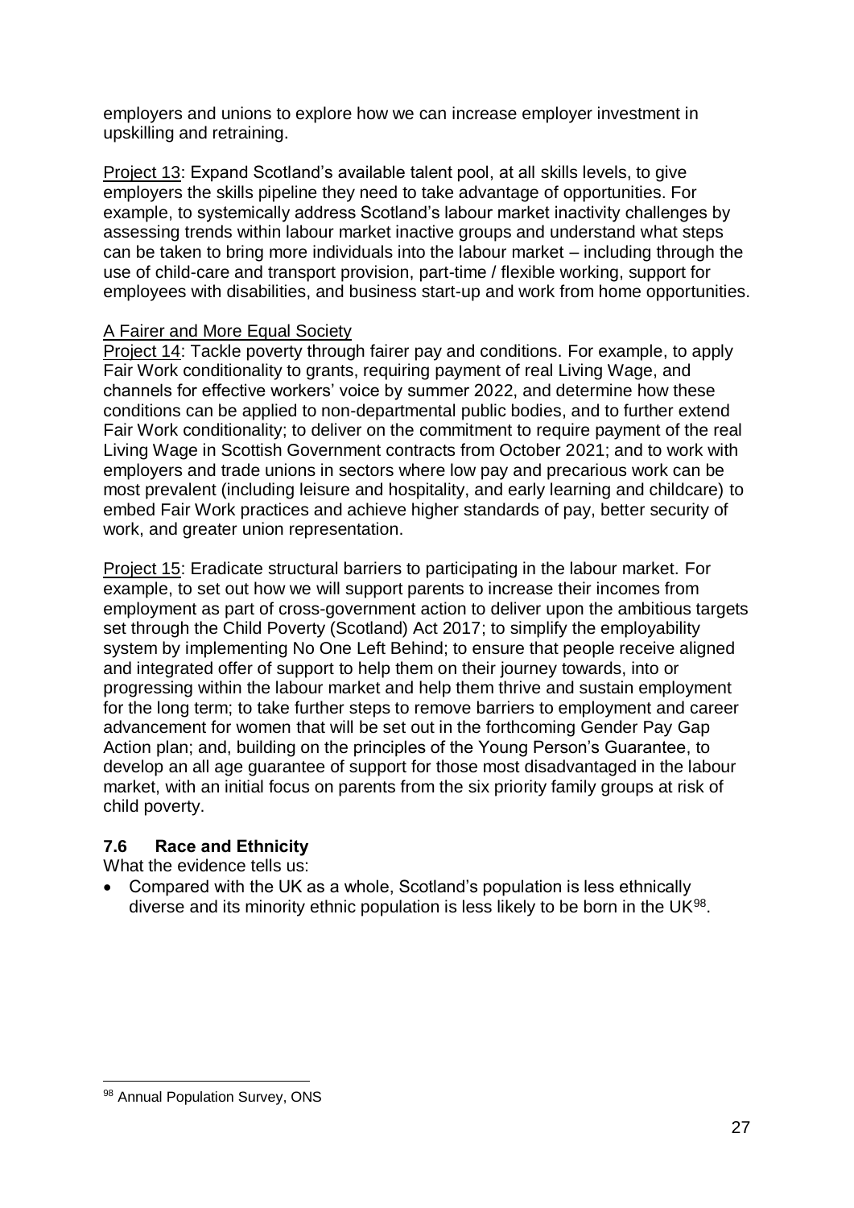employers and unions to explore how we can increase employer investment in upskilling and retraining.

Project 13: Expand Scotland's available talent pool, at all skills levels, to give employers the skills pipeline they need to take advantage of opportunities. For example, to systemically address Scotland's labour market inactivity challenges by assessing trends within labour market inactive groups and understand what steps can be taken to bring more individuals into the labour market – including through the use of child-care and transport provision, part-time / flexible working, support for employees with disabilities, and business start-up and work from home opportunities.

A Fairer and More Equal Society

Project 14: Tackle poverty through fairer pay and conditions. For example, to apply Fair Work conditionality to grants, requiring payment of real Living Wage, and channels for effective workers' voice by summer 2022, and determine how these conditions can be applied to non-departmental public bodies, and to further extend Fair Work conditionality; to deliver on the commitment to require payment of the real Living Wage in Scottish Government contracts from October 2021; and to work with employers and trade unions in sectors where low pay and precarious work can be most prevalent (including leisure and hospitality, and early learning and childcare) to embed Fair Work practices and achieve higher standards of pay, better security of work, and greater union representation.

Project 15: Eradicate structural barriers to participating in the labour market. For example, to set out how we will support parents to increase their incomes from employment as part of cross-government action to deliver upon the ambitious targets set through the Child Poverty (Scotland) Act 2017; to simplify the employability system by implementing No One Left Behind; to ensure that people receive aligned and integrated offer of support to help them on their journey towards, into or progressing within the labour market and help them thrive and sustain employment for the long term; to take further steps to remove barriers to employment and career advancement for women that will be set out in the forthcoming Gender Pay Gap Action plan; and, building on the principles of the Young Person's Guarantee, to develop an all age guarantee of support for those most disadvantaged in the labour market, with an initial focus on parents from the six priority family groups at risk of child poverty.

### 7.6 Race and Ethnicity

What the evidence tells us:

- Compared with the UK as a whole, Scotland's population is less ethnically diverse and its minority ethnic population is less likely to be born in the UK[98].

[98] Annual Population Survey, ONS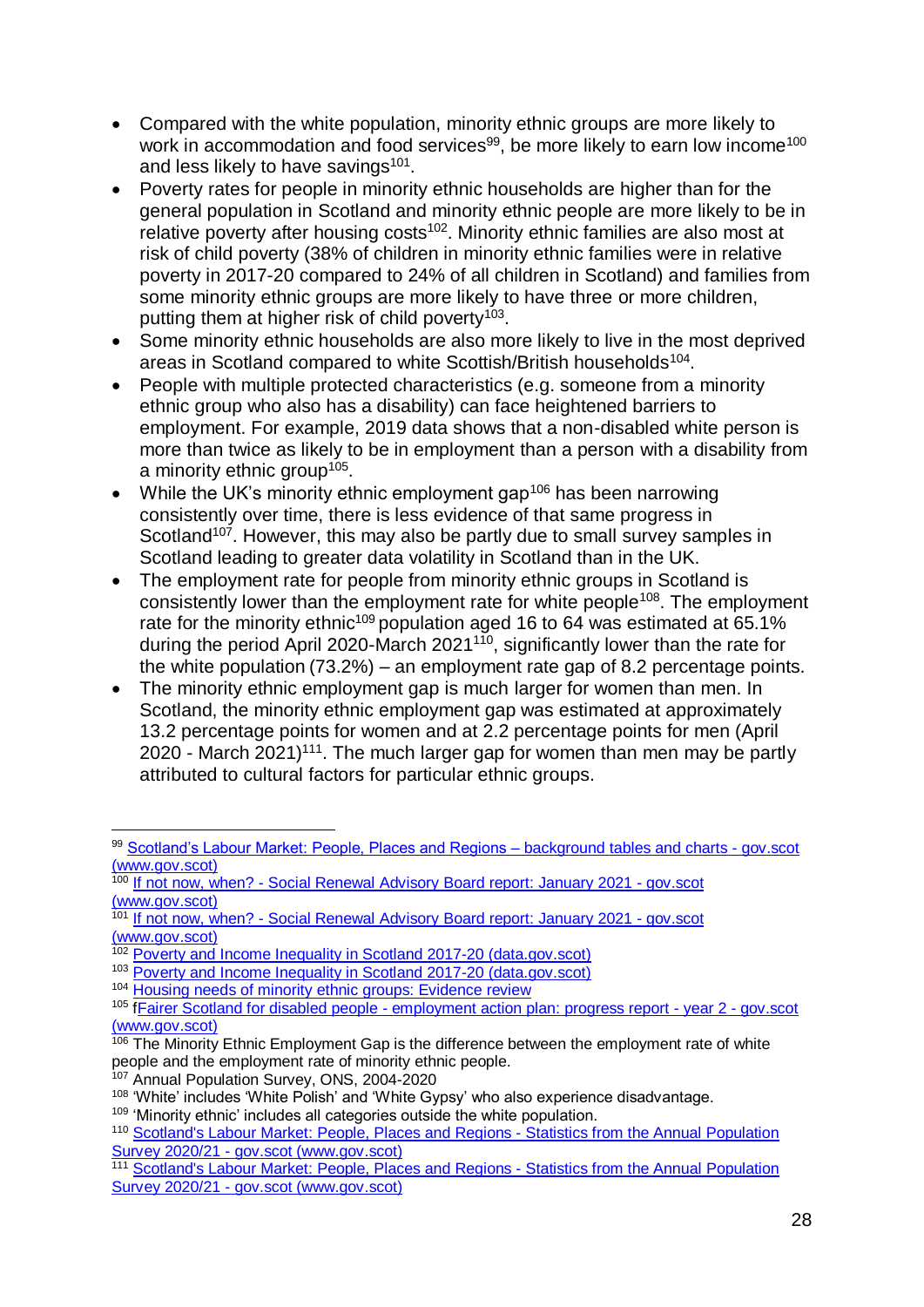- Compared with the white population, minority ethnic groups are more likely to work in accommodation and food services[99], be more likely to earn low income[100] and less likely to have savings[101].
- Poverty rates for people in minority ethnic households are higher than for the general population in Scotland and minority ethnic people are more likely to be in relative poverty after housing costs[102]. Minority ethnic families are also most at risk of child poverty (38% of children in minority ethnic families were in relative poverty in 2017-20 compared to 24% of all children in Scotland) and families from some minority ethnic groups are more likely to have three or more children, putting them at higher risk of child poverty[103].
- Some minority ethnic households are also more likely to live in the most deprived areas in Scotland compared to white Scottish/British households[104].
- People with multiple protected characteristics (e.g. someone from a minority ethnic group who also has a disability) can face heightened barriers to employment. For example, 2019 data shows that a non-disabled white person is more than twice as likely to be in employment than a person with a disability from a minority ethnic group[105].
- While the UK's minority ethnic employment gap[106] has been narrowing consistently over time, there is less evidence of that same progress in Scotland[107]. However, this may also be partly due to small survey samples in Scotland leading to greater data volatility in Scotland than in the UK.
- The employment rate for people from minority ethnic groups in Scotland is consistently lower than the employment rate for white people[108]. The employment rate for the minority ethnic[109] population aged 16 to 64 was estimated at 65.1% during the period April 2020-March 2021[110], significantly lower than the rate for the white population (73.2%) – an employment rate gap of 8.2 percentage points.
- The minority ethnic employment gap is much larger for women than men. In Scotland, the minority ethnic employment gap was estimated at approximately 13.2 percentage points for women and at 2.2 percentage points for men (April 2020 - March 2021)[111]. The much larger gap for women than men may be partly attributed to cultural factors for particular ethnic groups.

---

[99] Scotland's Labour Market: People, Places and Regions – background tables and charts - gov.scot (www.gov.scot)

[100] If not now, when? - Social Renewal Advisory Board report: January 2021 - gov.scot (www.gov.scot)

[101] If not now, when? - Social Renewal Advisory Board report: January 2021 - gov.scot (www.gov.scot)

[102] Poverty and Income Inequality in Scotland 2017-20 (data.gov.scot)

[103] Poverty and Income Inequality in Scotland 2017-20 (data.gov.scot)

[104] Housing needs of minority ethnic groups: Evidence review

[105] fFairer Scotland for disabled people - employment action plan: progress report - year 2 - gov.scot (www.gov.scot)

[106] The Minority Ethnic Employment Gap is the difference between the employment rate of white people and the employment rate of minority ethnic people.

[107] Annual Population Survey, ONS, 2004-2020

[108] 'White' includes 'White Polish' and 'White Gypsy' who also experience disadvantage.

[109] 'Minority ethnic' includes all categories outside the white population.

[110] Scotland's Labour Market: People, Places and Regions - Statistics from the Annual Population Survey 2020/21 - gov.scot (www.gov.scot)

[111] Scotland's Labour Market: People, Places and Regions - Statistics from the Annual Population Survey 2020/21 - gov.scot (www.gov.scot)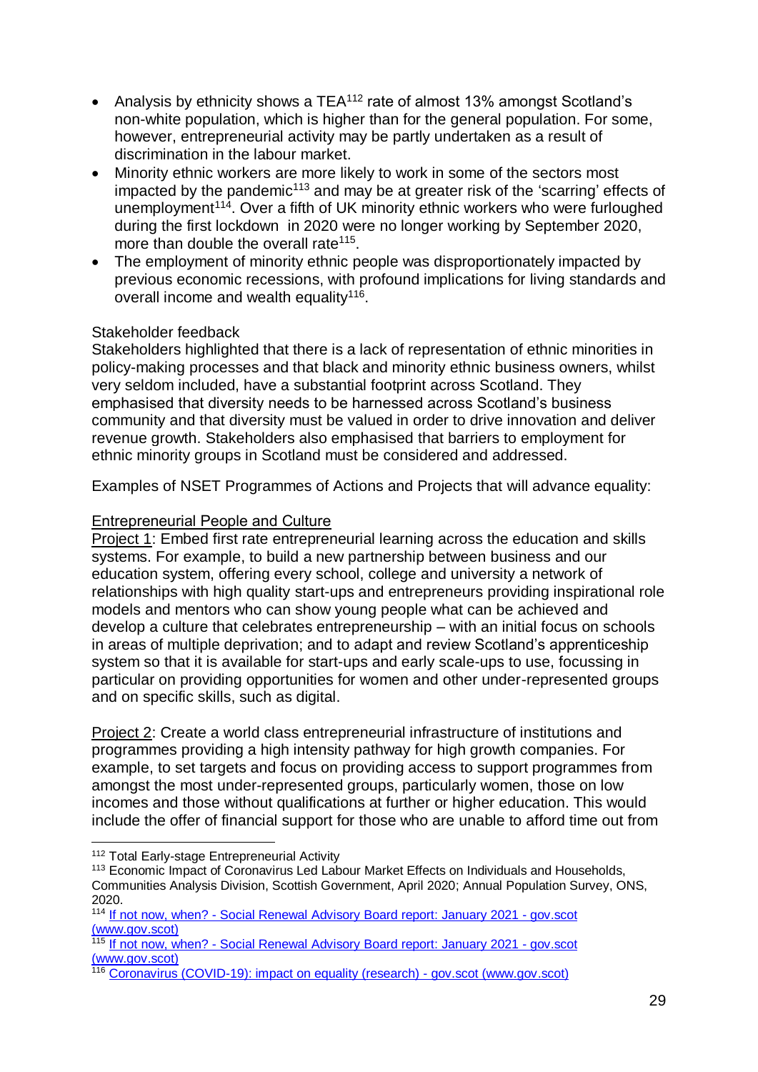- Analysis by ethnicity shows a TEA[112] rate of almost 13% amongst Scotland's non-white population, which is higher than for the general population. For some, however, entrepreneurial activity may be partly undertaken as a result of discrimination in the labour market.
- Minority ethnic workers are more likely to work in some of the sectors most impacted by the pandemic[113] and may be at greater risk of the 'scarring' effects of unemployment[114]. Over a fifth of UK minority ethnic workers who were furloughed during the first lockdown in 2020 were no longer working by September 2020, more than double the overall rate[115].
- The employment of minority ethnic people was disproportionately impacted by previous economic recessions, with profound implications for living standards and overall income and wealth equality[116].

Stakeholder feedback
Stakeholders highlighted that there is a lack of representation of ethnic minorities in policy-making processes and that black and minority ethnic business owners, whilst very seldom included, have a substantial footprint across Scotland. They emphasised that diversity needs to be harnessed across Scotland's business community and that diversity must be valued in order to drive innovation and deliver revenue growth. Stakeholders also emphasised that barriers to employment for ethnic minority groups in Scotland must be considered and addressed.

Examples of NSET Programmes of Actions and Projects that will advance equality:

<u>Entrepreneurial People and Culture</u>
<u>Project 1</u>: Embed first rate entrepreneurial learning across the education and skills systems. For example, to build a new partnership between business and our education system, offering every school, college and university a network of relationships with high quality start-ups and entrepreneurs providing inspirational role models and mentors who can show young people what can be achieved and develop a culture that celebrates entrepreneurship – with an initial focus on schools in areas of multiple deprivation; and to adapt and review Scotland's apprenticeship system so that it is available for start-ups and early scale-ups to use, focussing in particular on providing opportunities for women and other under-represented groups and on specific skills, such as digital.

<u>Project 2</u>: Create a world class entrepreneurial infrastructure of institutions and programmes providing a high intensity pathway for high growth companies. For example, to set targets and focus on providing access to support programmes from amongst the most under-represented groups, particularly women, those on low incomes and those without qualifications at further or higher education. This would include the offer of financial support for those who are unable to afford time out from

---

[112] Total Early-stage Entrepreneurial Activity

[113] Economic Impact of Coronavirus Led Labour Market Effects on Individuals and Households, Communities Analysis Division, Scottish Government, April 2020; Annual Population Survey, ONS, 2020.

[114] If not now, when? - Social Renewal Advisory Board report: January 2021 - gov.scot (www.gov.scot)

[115] If not now, when? - Social Renewal Advisory Board report: January 2021 - gov.scot (www.gov.scot)

[116] Coronavirus (COVID-19): impact on equality (research) - gov.scot (www.gov.scot)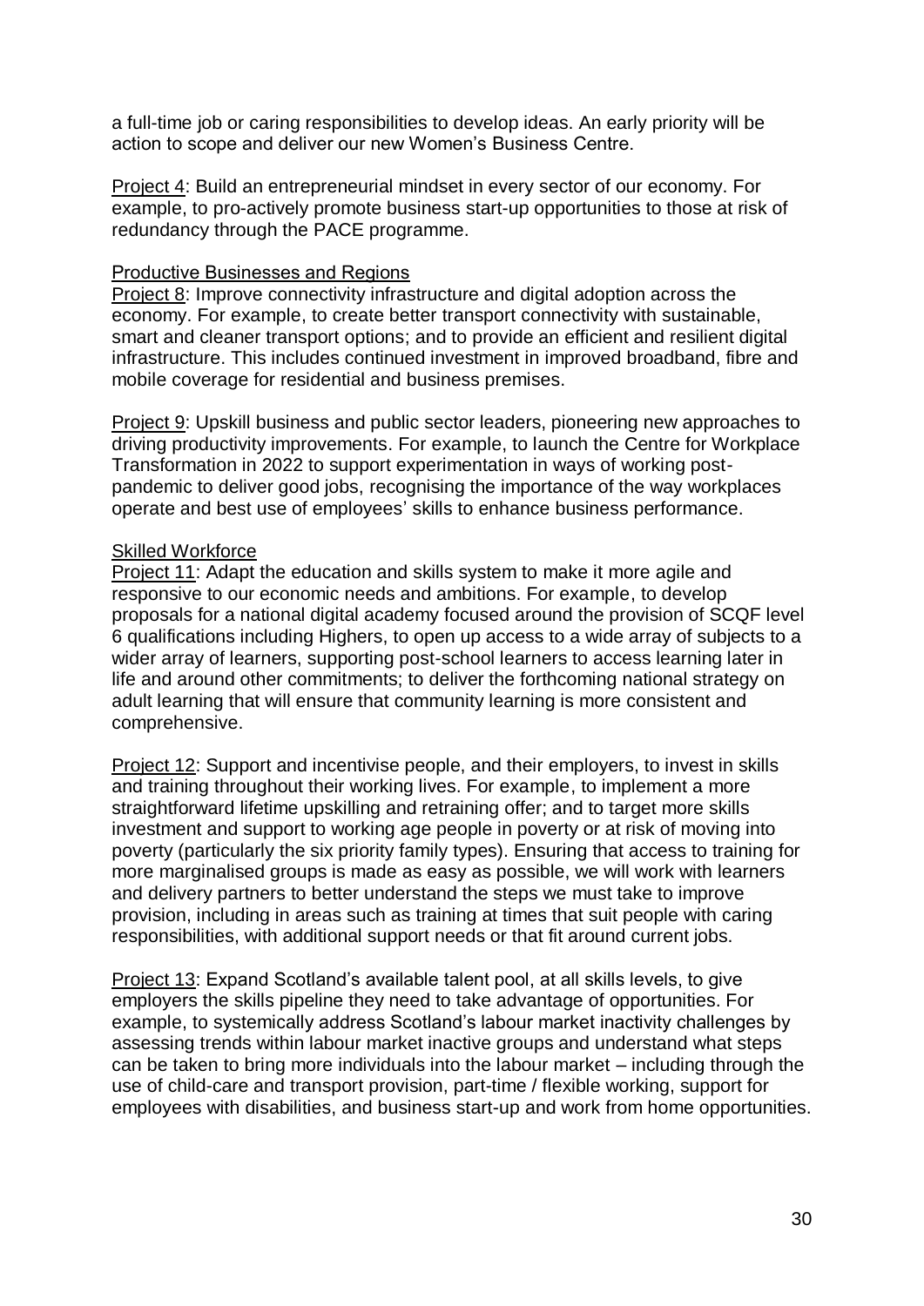a full-time job or caring responsibilities to develop ideas. An early priority will be action to scope and deliver our new Women's Business Centre.

Project 4: Build an entrepreneurial mindset in every sector of our economy. For example, to pro-actively promote business start-up opportunities to those at risk of redundancy through the PACE programme.

Productive Businesses and Regions

Project 8: Improve connectivity infrastructure and digital adoption across the economy. For example, to create better transport connectivity with sustainable, smart and cleaner transport options; and to provide an efficient and resilient digital infrastructure. This includes continued investment in improved broadband, fibre and mobile coverage for residential and business premises.

Project 9: Upskill business and public sector leaders, pioneering new approaches to driving productivity improvements. For example, to launch the Centre for Workplace Transformation in 2022 to support experimentation in ways of working post-pandemic to deliver good jobs, recognising the importance of the way workplaces operate and best use of employees' skills to enhance business performance.

Skilled Workforce

Project 11: Adapt the education and skills system to make it more agile and responsive to our economic needs and ambitions. For example, to develop proposals for a national digital academy focused around the provision of SCQF level 6 qualifications including Highers, to open up access to a wide array of subjects to a wider array of learners, supporting post-school learners to access learning later in life and around other commitments; to deliver the forthcoming national strategy on adult learning that will ensure that community learning is more consistent and comprehensive.

Project 12: Support and incentivise people, and their employers, to invest in skills and training throughout their working lives. For example, to implement a more straightforward lifetime upskilling and retraining offer; and to target more skills investment and support to working age people in poverty or at risk of moving into poverty (particularly the six priority family types). Ensuring that access to training for more marginalised groups is made as easy as possible, we will work with learners and delivery partners to better understand the steps we must take to improve provision, including in areas such as training at times that suit people with caring responsibilities, with additional support needs or that fit around current jobs.

Project 13: Expand Scotland's available talent pool, at all skills levels, to give employers the skills pipeline they need to take advantage of opportunities. For example, to systemically address Scotland's labour market inactivity challenges by assessing trends within labour market inactive groups and understand what steps can be taken to bring more individuals into the labour market – including through the use of child-care and transport provision, part-time / flexible working, support for employees with disabilities, and business start-up and work from home opportunities.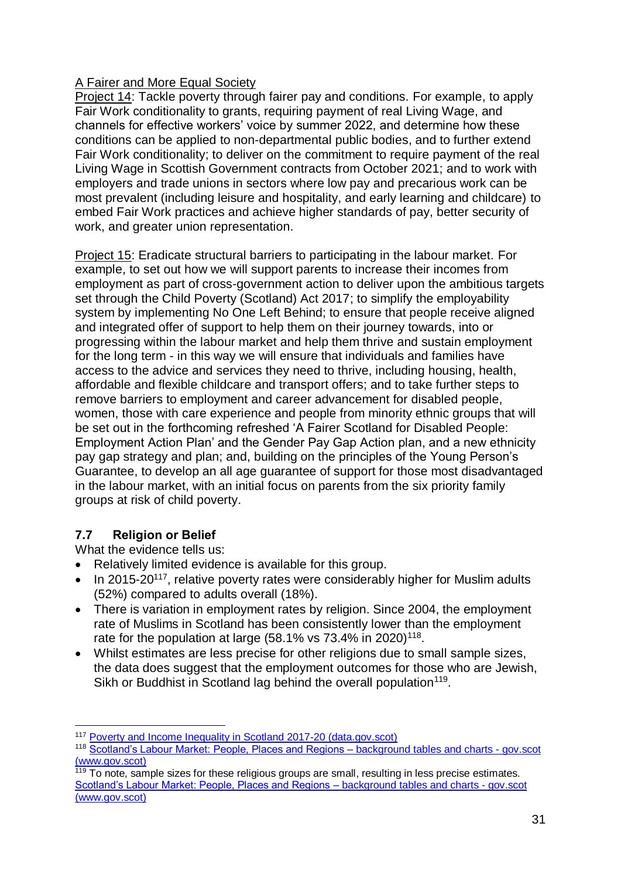A Fairer and More Equal Society

Project 14: Tackle poverty through fairer pay and conditions. For example, to apply Fair Work conditionality to grants, requiring payment of real Living Wage, and channels for effective workers' voice by summer 2022, and determine how these conditions can be applied to non-departmental public bodies, and to further extend Fair Work conditionality; to deliver on the commitment to require payment of the real Living Wage in Scottish Government contracts from October 2021; and to work with employers and trade unions in sectors where low pay and precarious work can be most prevalent (including leisure and hospitality, and early learning and childcare) to embed Fair Work practices and achieve higher standards of pay, better security of work, and greater union representation.

Project 15: Eradicate structural barriers to participating in the labour market. For example, to set out how we will support parents to increase their incomes from employment as part of cross-government action to deliver upon the ambitious targets set through the Child Poverty (Scotland) Act 2017; to simplify the employability system by implementing No One Left Behind; to ensure that people receive aligned and integrated offer of support to help them on their journey towards, into or progressing within the labour market and help them thrive and sustain employment for the long term - in this way we will ensure that individuals and families have access to the advice and services they need to thrive, including housing, health, affordable and flexible childcare and transport offers; and to take further steps to remove barriers to employment and career advancement for disabled people, women, those with care experience and people from minority ethnic groups that will be set out in the forthcoming refreshed 'A Fairer Scotland for Disabled People: Employment Action Plan' and the Gender Pay Gap Action plan, and a new ethnicity pay gap strategy and plan; and, building on the principles of the Young Person's Guarantee, to develop an all age guarantee of support for those most disadvantaged in the labour market, with an initial focus on parents from the six priority family groups at risk of child poverty.

### 7.7 Religion or Belief

What the evidence tells us:

- Relatively limited evidence is available for this group.
- In 2015-20[117], relative poverty rates were considerably higher for Muslim adults (52%) compared to adults overall (18%).
- There is variation in employment rates by religion. Since 2004, the employment rate of Muslims in Scotland has been consistently lower than the employment rate for the population at large (58.1% vs 73.4% in 2020)[118].
- Whilst estimates are less precise for other religions due to small sample sizes, the data does suggest that the employment outcomes for those who are Jewish, Sikh or Buddhist in Scotland lag behind the overall population[119].

---

[117] Poverty and Income Inequality in Scotland 2017-20 (data.gov.scot)

[118] Scotland's Labour Market: People, Places and Regions – background tables and charts - gov.scot (www.gov.scot)

[119] To note, sample sizes for these religious groups are small, resulting in less precise estimates. Scotland's Labour Market: People, Places and Regions – background tables and charts - gov.scot (www.gov.scot)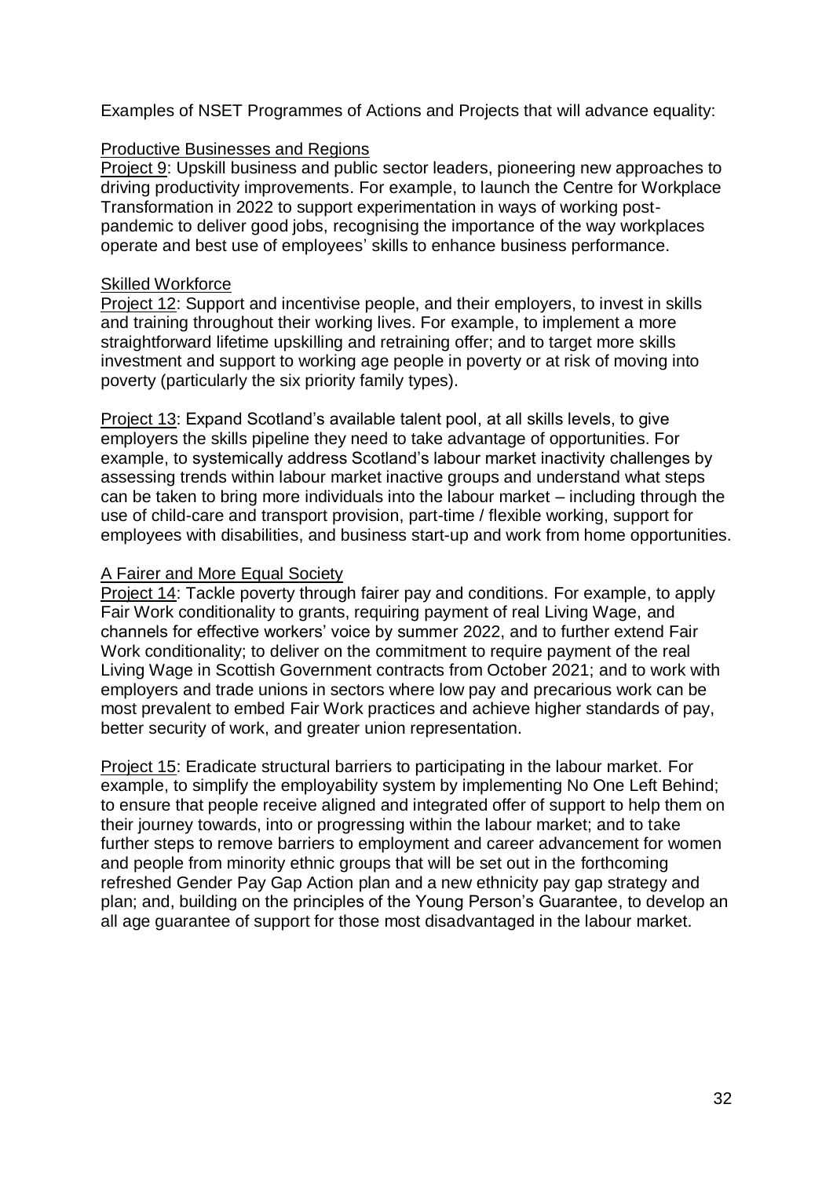Examples of NSET Programmes of Actions and Projects that will advance equality:

Productive Businesses and Regions

Project 9: Upskill business and public sector leaders, pioneering new approaches to driving productivity improvements. For example, to launch the Centre for Workplace Transformation in 2022 to support experimentation in ways of working post-pandemic to deliver good jobs, recognising the importance of the way workplaces operate and best use of employees' skills to enhance business performance.

Skilled Workforce

Project 12: Support and incentivise people, and their employers, to invest in skills and training throughout their working lives. For example, to implement a more straightforward lifetime upskilling and retraining offer; and to target more skills investment and support to working age people in poverty or at risk of moving into poverty (particularly the six priority family types).

Project 13: Expand Scotland's available talent pool, at all skills levels, to give employers the skills pipeline they need to take advantage of opportunities. For example, to systemically address Scotland's labour market inactivity challenges by assessing trends within labour market inactive groups and understand what steps can be taken to bring more individuals into the labour market – including through the use of child-care and transport provision, part-time / flexible working, support for employees with disabilities, and business start-up and work from home opportunities.

A Fairer and More Equal Society

Project 14: Tackle poverty through fairer pay and conditions. For example, to apply Fair Work conditionality to grants, requiring payment of real Living Wage, and channels for effective workers' voice by summer 2022, and to further extend Fair Work conditionality; to deliver on the commitment to require payment of the real Living Wage in Scottish Government contracts from October 2021; and to work with employers and trade unions in sectors where low pay and precarious work can be most prevalent to embed Fair Work practices and achieve higher standards of pay, better security of work, and greater union representation.

Project 15: Eradicate structural barriers to participating in the labour market. For example, to simplify the employability system by implementing No One Left Behind; to ensure that people receive aligned and integrated offer of support to help them on their journey towards, into or progressing within the labour market; and to take further steps to remove barriers to employment and career advancement for women and people from minority ethnic groups that will be set out in the forthcoming refreshed Gender Pay Gap Action plan and a new ethnicity pay gap strategy and plan; and, building on the principles of the Young Person's Guarantee, to develop an all age guarantee of support for those most disadvantaged in the labour market.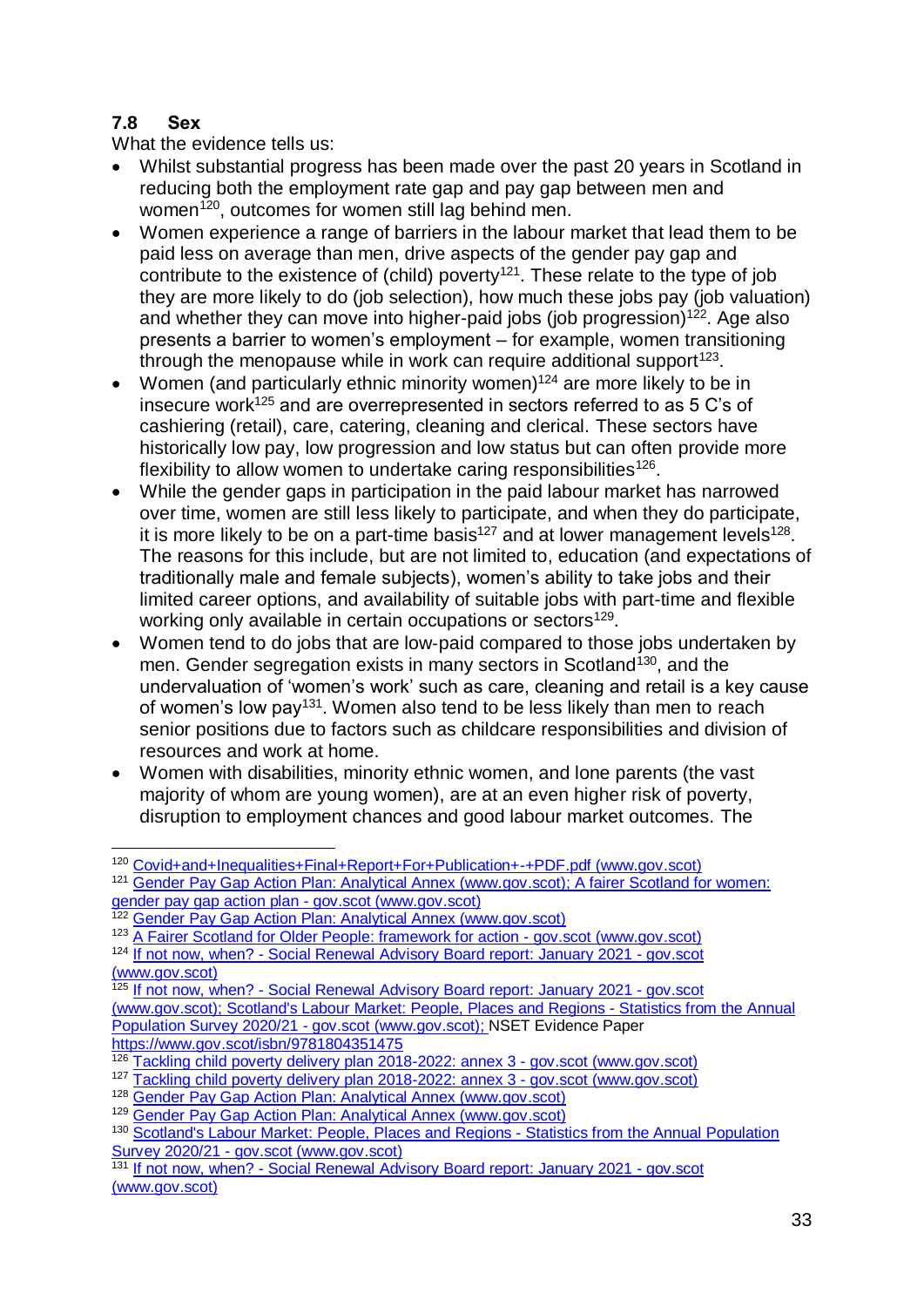### 7.8 Sex

What the evidence tells us:

- Whilst substantial progress has been made over the past 20 years in Scotland in reducing both the employment rate gap and pay gap between men and women[120], outcomes for women still lag behind men.
- Women experience a range of barriers in the labour market that lead them to be paid less on average than men, drive aspects of the gender pay gap and contribute to the existence of (child) poverty[121]. These relate to the type of job they are more likely to do (job selection), how much these jobs pay (job valuation) and whether they can move into higher-paid jobs (job progression)[122]. Age also presents a barrier to women's employment – for example, women transitioning through the menopause while in work can require additional support[123].
- Women (and particularly ethnic minority women)[124] are more likely to be in insecure work[125] and are overrepresented in sectors referred to as 5 C's of cashiering (retail), care, catering, cleaning and clerical. These sectors have historically low pay, low progression and low status but can often provide more flexibility to allow women to undertake caring responsibilities[126].
- While the gender gaps in participation in the paid labour market has narrowed over time, women are still less likely to participate, and when they do participate, it is more likely to be on a part-time basis[127] and at lower management levels[128]. The reasons for this include, but are not limited to, education (and expectations of traditionally male and female subjects), women's ability to take jobs and their limited career options, and availability of suitable jobs with part-time and flexible working only available in certain occupations or sectors[129].
- Women tend to do jobs that are low-paid compared to those jobs undertaken by men. Gender segregation exists in many sectors in Scotland[130], and the undervaluation of 'women's work' such as care, cleaning and retail is a key cause of women's low pay[131]. Women also tend to be less likely than men to reach senior positions due to factors such as childcare responsibilities and division of resources and work at home.
- Women with disabilities, minority ethnic women, and lone parents (the vast majority of whom are young women), are at an even higher risk of poverty, disruption to employment chances and good labour market outcomes. The

---

[120] Covid+and+Inequalities+Final+Report+For+Publication+-+PDF.pdf (www.gov.scot)

[121] Gender Pay Gap Action Plan: Analytical Annex (www.gov.scot); A fairer Scotland for women: gender pay gap action plan - gov.scot (www.gov.scot)

[122] Gender Pay Gap Action Plan: Analytical Annex (www.gov.scot)

[123] A Fairer Scotland for Older People: framework for action - gov.scot (www.gov.scot)

[124] If not now, when? - Social Renewal Advisory Board report: January 2021 - gov.scot (www.gov.scot)

[125] If not now, when? - Social Renewal Advisory Board report: January 2021 - gov.scot (www.gov.scot); Scotland's Labour Market: People, Places and Regions - Statistics from the Annual Population Survey 2020/21 - gov.scot (www.gov.scot); NSET Evidence Paper https://www.gov.scot/isbn/9781804351475

[126] Tackling child poverty delivery plan 2018-2022: annex 3 - gov.scot (www.gov.scot)

[127] Tackling child poverty delivery plan 2018-2022: annex 3 - gov.scot (www.gov.scot)

[128] Gender Pay Gap Action Plan: Analytical Annex (www.gov.scot)

[129] Gender Pay Gap Action Plan: Analytical Annex (www.gov.scot)

[130] Scotland's Labour Market: People, Places and Regions - Statistics from the Annual Population Survey 2020/21 - gov.scot (www.gov.scot)

[131] If not now, when? - Social Renewal Advisory Board report: January 2021 - gov.scot (www.gov.scot)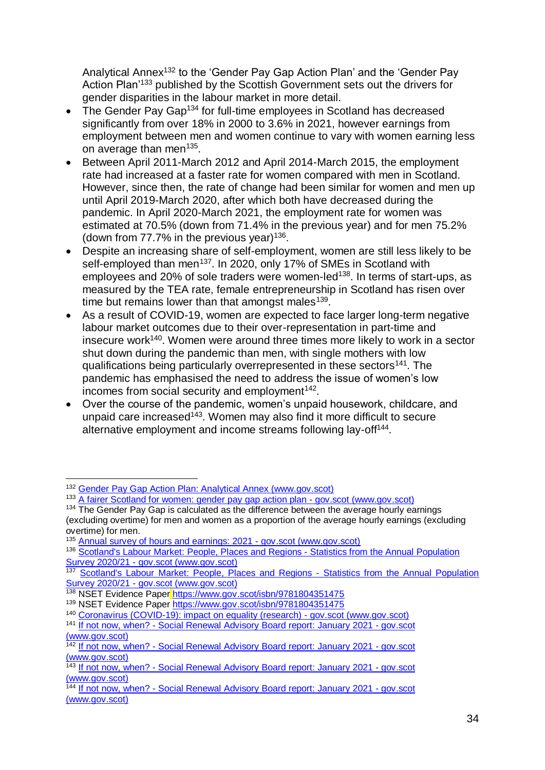Analytical Annex[132] to the 'Gender Pay Gap Action Plan' and the 'Gender Pay Action Plan'[133] published by the Scottish Government sets out the drivers for gender disparities in the labour market in more detail.

- The Gender Pay Gap[134] for full-time employees in Scotland has decreased significantly from over 18% in 2000 to 3.6% in 2021, however earnings from employment between men and women continue to vary with women earning less on average than men[135].
- Between April 2011-March 2012 and April 2014-March 2015, the employment rate had increased at a faster rate for women compared with men in Scotland. However, since then, the rate of change had been similar for women and men up until April 2019-March 2020, after which both have decreased during the pandemic. In April 2020-March 2021, the employment rate for women was estimated at 70.5% (down from 71.4% in the previous year) and for men 75.2% (down from 77.7% in the previous year)[136].
- Despite an increasing share of self-employment, women are still less likely to be self-employed than men[137]. In 2020, only 17% of SMEs in Scotland with employees and 20% of sole traders were women-led[138]. In terms of start-ups, as measured by the TEA rate, female entrepreneurship in Scotland has risen over time but remains lower than that amongst males[139].
- As a result of COVID-19, women are expected to face larger long-term negative labour market outcomes due to their over-representation in part-time and insecure work[140]. Women were around three times more likely to work in a sector shut down during the pandemic than men, with single mothers with low qualifications being particularly overrepresented in these sectors[141]. The pandemic has emphasised the need to address the issue of women's low incomes from social security and employment[142].
- Over the course of the pandemic, women's unpaid housework, childcare, and unpaid care increased[143]. Women may also find it more difficult to secure alternative employment and income streams following lay-off[144].

---

[132] Gender Pay Gap Action Plan: Analytical Annex (www.gov.scot)

[133] A fairer Scotland for women: gender pay gap action plan - gov.scot (www.gov.scot)

[134] The Gender Pay Gap is calculated as the difference between the average hourly earnings (excluding overtime) for men and women as a proportion of the average hourly earnings (excluding overtime) for men.

[135] Annual survey of hours and earnings: 2021 - gov.scot (www.gov.scot)

[136] Scotland's Labour Market: People, Places and Regions - Statistics from the Annual Population Survey 2020/21 - gov.scot (www.gov.scot)

[137] Scotland's Labour Market: People, Places and Regions - Statistics from the Annual Population Survey 2020/21 - gov.scot (www.gov.scot)

[138] NSET Evidence Paper https://www.gov.scot/isbn/9781804351475

[139] NSET Evidence Paper https://www.gov.scot/isbn/9781804351475

[140] Coronavirus (COVID-19): impact on equality (research) - gov.scot (www.gov.scot)

[141] If not now, when? - Social Renewal Advisory Board report: January 2021 - gov.scot (www.gov.scot)

[142] If not now, when? - Social Renewal Advisory Board report: January 2021 - gov.scot (www.gov.scot)

[143] If not now, when? - Social Renewal Advisory Board report: January 2021 - gov.scot (www.gov.scot)

[144] If not now, when? - Social Renewal Advisory Board report: January 2021 - gov.scot (www.gov.scot)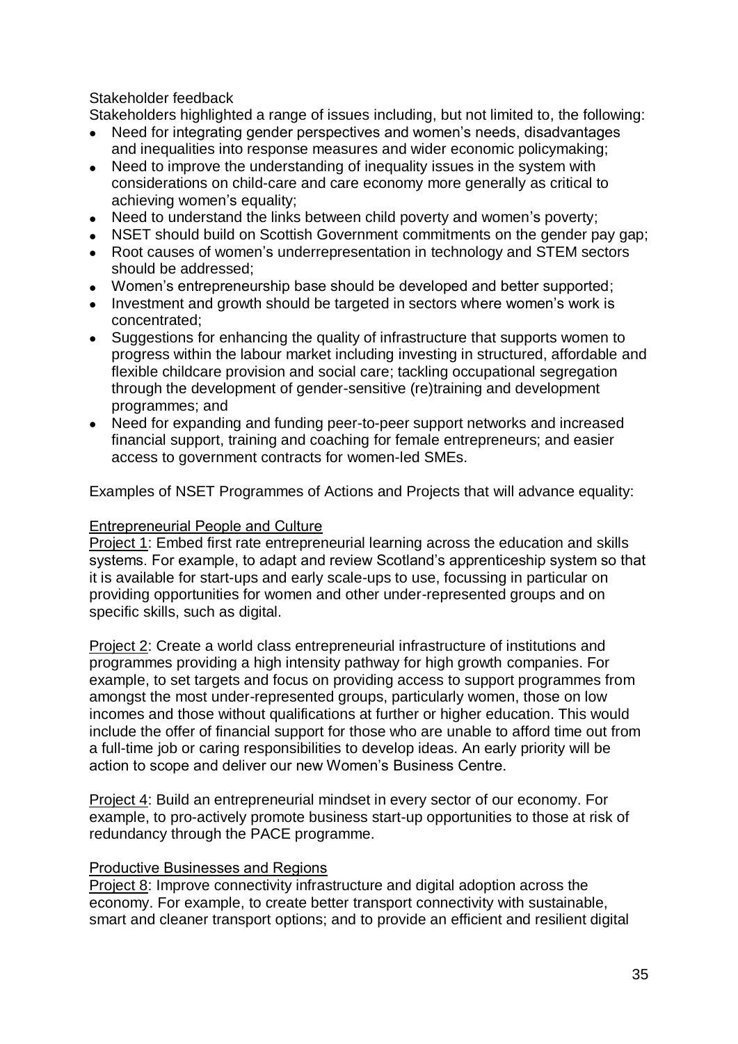Stakeholder feedback

Stakeholders highlighted a range of issues including, but not limited to, the following:

- Need for integrating gender perspectives and women's needs, disadvantages and inequalities into response measures and wider economic policymaking;
- Need to improve the understanding of inequality issues in the system with considerations on child-care and care economy more generally as critical to achieving women's equality;
- Need to understand the links between child poverty and women's poverty;
- NSET should build on Scottish Government commitments on the gender pay gap;
- Root causes of women's underrepresentation in technology and STEM sectors should be addressed;
- Women's entrepreneurship base should be developed and better supported;
- Investment and growth should be targeted in sectors where women's work is concentrated;
- Suggestions for enhancing the quality of infrastructure that supports women to progress within the labour market including investing in structured, affordable and flexible childcare provision and social care; tackling occupational segregation through the development of gender-sensitive (re)training and development programmes; and
- Need for expanding and funding peer-to-peer support networks and increased financial support, training and coaching for female entrepreneurs; and easier access to government contracts for women-led SMEs.

Examples of NSET Programmes of Actions and Projects that will advance equality:

Entrepreneurial People and Culture

Project 1: Embed first rate entrepreneurial learning across the education and skills systems. For example, to adapt and review Scotland's apprenticeship system so that it is available for start-ups and early scale-ups to use, focussing in particular on providing opportunities for women and other under-represented groups and on specific skills, such as digital.

Project 2: Create a world class entrepreneurial infrastructure of institutions and programmes providing a high intensity pathway for high growth companies. For example, to set targets and focus on providing access to support programmes from amongst the most under-represented groups, particularly women, those on low incomes and those without qualifications at further or higher education. This would include the offer of financial support for those who are unable to afford time out from a full-time job or caring responsibilities to develop ideas. An early priority will be action to scope and deliver our new Women's Business Centre.

Project 4: Build an entrepreneurial mindset in every sector of our economy. For example, to pro-actively promote business start-up opportunities to those at risk of redundancy through the PACE programme.

Productive Businesses and Regions

Project 8: Improve connectivity infrastructure and digital adoption across the economy. For example, to create better transport connectivity with sustainable, smart and cleaner transport options; and to provide an efficient and resilient digital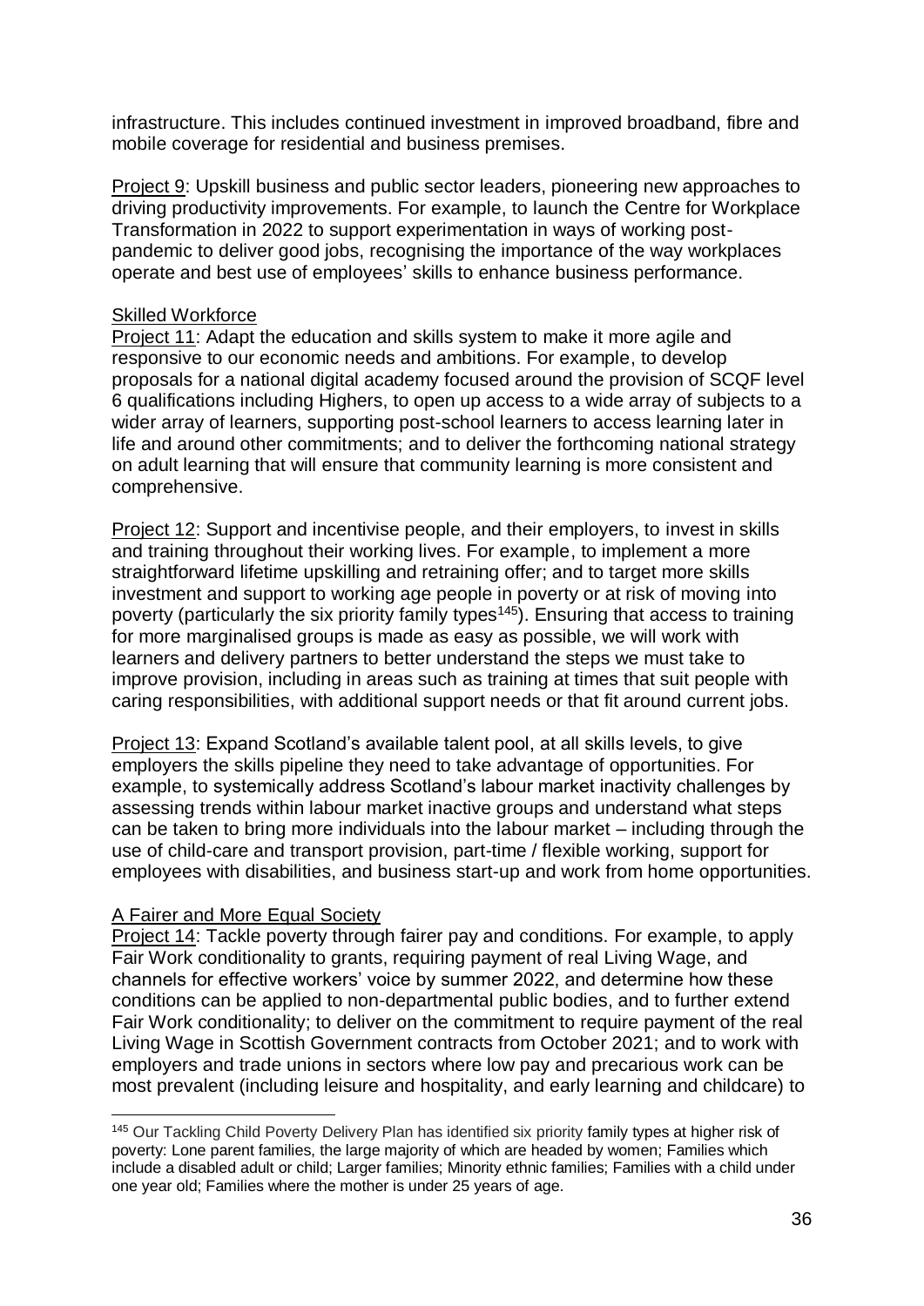infrastructure. This includes continued investment in improved broadband, fibre and mobile coverage for residential and business premises.

Project 9: Upskill business and public sector leaders, pioneering new approaches to driving productivity improvements. For example, to launch the Centre for Workplace Transformation in 2022 to support experimentation in ways of working post-pandemic to deliver good jobs, recognising the importance of the way workplaces operate and best use of employees' skills to enhance business performance.

Skilled Workforce

Project 11: Adapt the education and skills system to make it more agile and responsive to our economic needs and ambitions. For example, to develop proposals for a national digital academy focused around the provision of SCQF level 6 qualifications including Highers, to open up access to a wide array of subjects to a wider array of learners, supporting post-school learners to access learning later in life and around other commitments; and to deliver the forthcoming national strategy on adult learning that will ensure that community learning is more consistent and comprehensive.

Project 12: Support and incentivise people, and their employers, to invest in skills and training throughout their working lives. For example, to implement a more straightforward lifetime upskilling and retraining offer; and to target more skills investment and support to working age people in poverty or at risk of moving into poverty (particularly the six priority family types[145]). Ensuring that access to training for more marginalised groups is made as easy as possible, we will work with learners and delivery partners to better understand the steps we must take to improve provision, including in areas such as training at times that suit people with caring responsibilities, with additional support needs or that fit around current jobs.

Project 13: Expand Scotland's available talent pool, at all skills levels, to give employers the skills pipeline they need to take advantage of opportunities. For example, to systemically address Scotland's labour market inactivity challenges by assessing trends within labour market inactive groups and understand what steps can be taken to bring more individuals into the labour market – including through the use of child-care and transport provision, part-time / flexible working, support for employees with disabilities, and business start-up and work from home opportunities.

A Fairer and More Equal Society

Project 14: Tackle poverty through fairer pay and conditions. For example, to apply Fair Work conditionality to grants, requiring payment of real Living Wage, and channels for effective workers' voice by summer 2022, and determine how these conditions can be applied to non-departmental public bodies, and to further extend Fair Work conditionality; to deliver on the commitment to require payment of the real Living Wage in Scottish Government contracts from October 2021; and to work with employers and trade unions in sectors where low pay and precarious work can be most prevalent (including leisure and hospitality, and early learning and childcare) to

---

[145] Our Tackling Child Poverty Delivery Plan has identified six priority family types at higher risk of poverty: Lone parent families, the large majority of which are headed by women; Families which include a disabled adult or child; Larger families; Minority ethnic families; Families with a child under one year old; Families where the mother is under 25 years of age.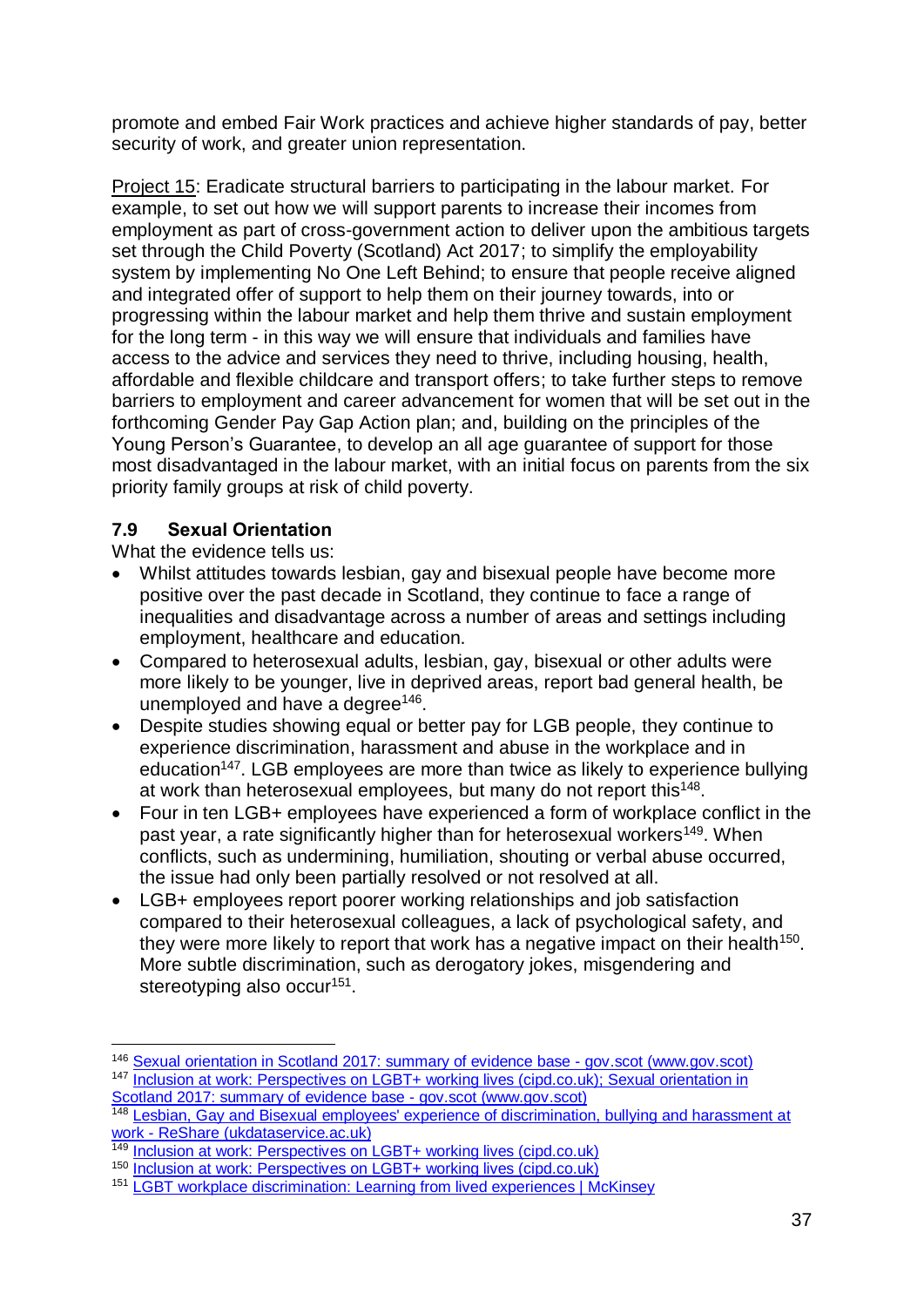promote and embed Fair Work practices and achieve higher standards of pay, better security of work, and greater union representation.

Project 15: Eradicate structural barriers to participating in the labour market. For example, to set out how we will support parents to increase their incomes from employment as part of cross-government action to deliver upon the ambitious targets set through the Child Poverty (Scotland) Act 2017; to simplify the employability system by implementing No One Left Behind; to ensure that people receive aligned and integrated offer of support to help them on their journey towards, into or progressing within the labour market and help them thrive and sustain employment for the long term - in this way we will ensure that individuals and families have access to the advice and services they need to thrive, including housing, health, affordable and flexible childcare and transport offers; to take further steps to remove barriers to employment and career advancement for women that will be set out in the forthcoming Gender Pay Gap Action plan; and, building on the principles of the Young Person's Guarantee, to develop an all age guarantee of support for those most disadvantaged in the labour market, with an initial focus on parents from the six priority family groups at risk of child poverty.

### 7.9 Sexual Orientation

What the evidence tells us:

- Whilst attitudes towards lesbian, gay and bisexual people have become more positive over the past decade in Scotland, they continue to face a range of inequalities and disadvantage across a number of areas and settings including employment, healthcare and education.
- Compared to heterosexual adults, lesbian, gay, bisexual or other adults were more likely to be younger, live in deprived areas, report bad general health, be unemployed and have a degree[146].
- Despite studies showing equal or better pay for LGB people, they continue to experience discrimination, harassment and abuse in the workplace and in education[147]. LGB employees are more than twice as likely to experience bullying at work than heterosexual employees, but many do not report this[148].
- Four in ten LGB+ employees have experienced a form of workplace conflict in the past year, a rate significantly higher than for heterosexual workers[149]. When conflicts, such as undermining, humiliation, shouting or verbal abuse occurred, the issue had only been partially resolved or not resolved at all.
- LGB+ employees report poorer working relationships and job satisfaction compared to their heterosexual colleagues, a lack of psychological safety, and they were more likely to report that work has a negative impact on their health[150]. More subtle discrimination, such as derogatory jokes, misgendering and stereotyping also occur[151].

---

[146] Sexual orientation in Scotland 2017: summary of evidence base - gov.scot (www.gov.scot)

[147] Inclusion at work: Perspectives on LGBT+ working lives (cipd.co.uk); Sexual orientation in Scotland 2017: summary of evidence base - gov.scot (www.gov.scot)

[148] Lesbian, Gay and Bisexual employees' experience of discrimination, bullying and harassment at work - ReShare (ukdataservice.ac.uk)

[149] Inclusion at work: Perspectives on LGBT+ working lives (cipd.co.uk)

[150] Inclusion at work: Perspectives on LGBT+ working lives (cipd.co.uk)

[151] LGBT workplace discrimination: Learning from lived experiences | McKinsey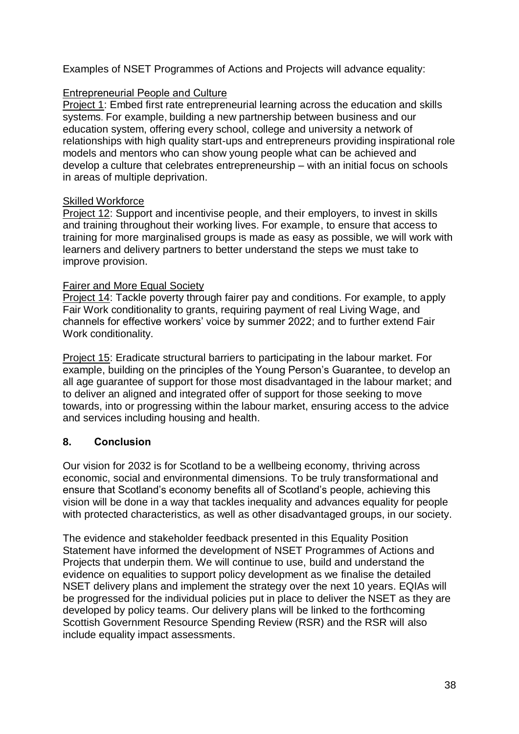Examples of NSET Programmes of Actions and Projects will advance equality:

Entrepreneurial People and Culture

Project 1: Embed first rate entrepreneurial learning across the education and skills systems. For example, building a new partnership between business and our education system, offering every school, college and university a network of relationships with high quality start-ups and entrepreneurs providing inspirational role models and mentors who can show young people what can be achieved and develop a culture that celebrates entrepreneurship – with an initial focus on schools in areas of multiple deprivation.

Skilled Workforce

Project 12: Support and incentivise people, and their employers, to invest in skills and training throughout their working lives. For example, to ensure that access to training for more marginalised groups is made as easy as possible, we will work with learners and delivery partners to better understand the steps we must take to improve provision.

Fairer and More Equal Society

Project 14: Tackle poverty through fairer pay and conditions. For example, to apply Fair Work conditionality to grants, requiring payment of real Living Wage, and channels for effective workers' voice by summer 2022; and to further extend Fair Work conditionality.

Project 15: Eradicate structural barriers to participating in the labour market. For example, building on the principles of the Young Person's Guarantee, to develop an all age guarantee of support for those most disadvantaged in the labour market; and to deliver an aligned and integrated offer of support for those seeking to move towards, into or progressing within the labour market, ensuring access to the advice and services including housing and health.

## 8. Conclusion

Our vision for 2032 is for Scotland to be a wellbeing economy, thriving across economic, social and environmental dimensions. To be truly transformational and ensure that Scotland's economy benefits all of Scotland's people, achieving this vision will be done in a way that tackles inequality and advances equality for people with protected characteristics, as well as other disadvantaged groups, in our society.

The evidence and stakeholder feedback presented in this Equality Position Statement have informed the development of NSET Programmes of Actions and Projects that underpin them. We will continue to use, build and understand the evidence on equalities to support policy development as we finalise the detailed NSET delivery plans and implement the strategy over the next 10 years. EQIAs will be progressed for the individual policies put in place to deliver the NSET as they are developed by policy teams. Our delivery plans will be linked to the forthcoming Scottish Government Resource Spending Review (RSR) and the RSR will also include equality impact assessments.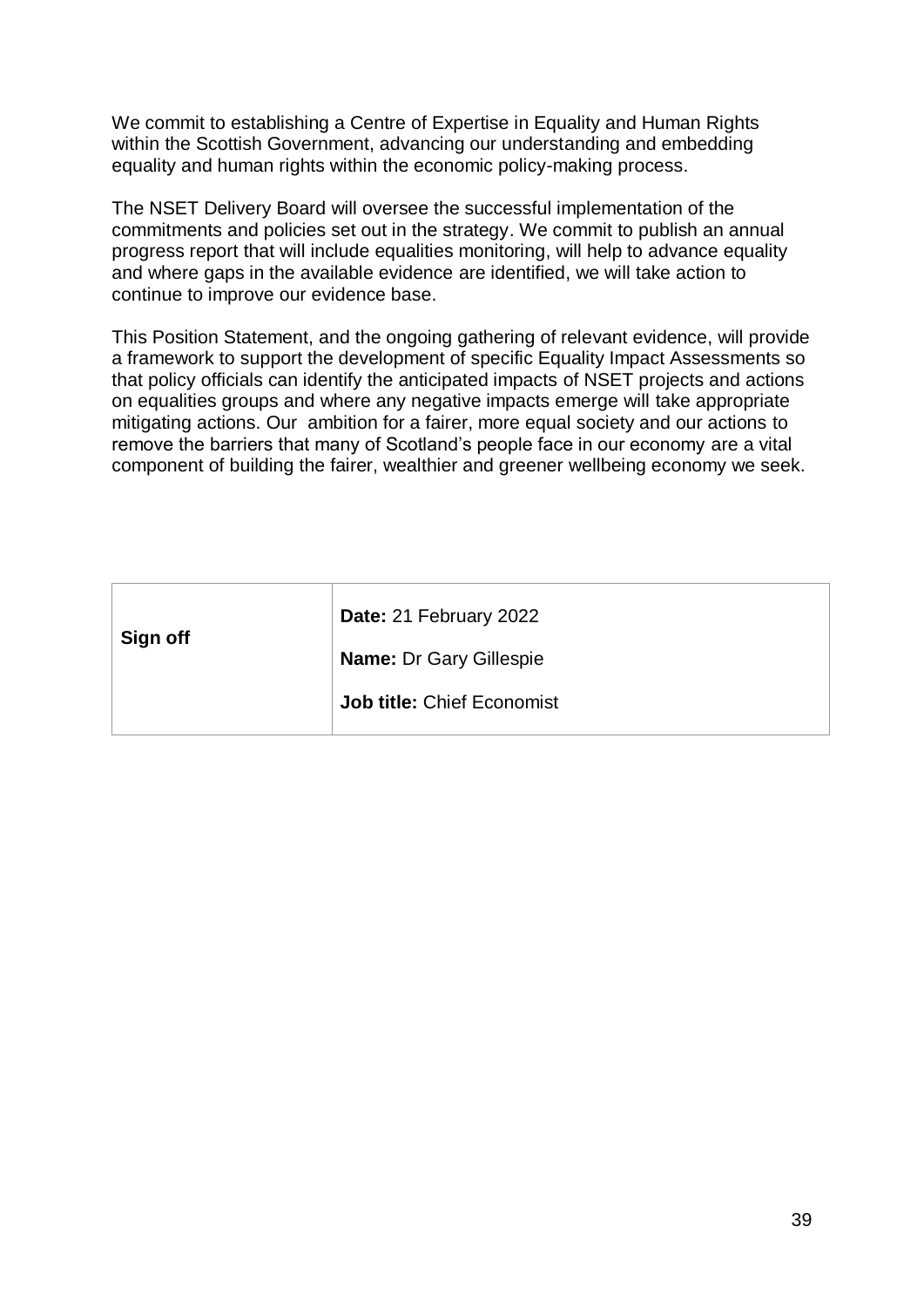We commit to establishing a Centre of Expertise in Equality and Human Rights within the Scottish Government, advancing our understanding and embedding equality and human rights within the economic policy-making process.

The NSET Delivery Board will oversee the successful implementation of the commitments and policies set out in the strategy. We commit to publish an annual progress report that will include equalities monitoring, will help to advance equality and where gaps in the available evidence are identified, we will take action to continue to improve our evidence base.

This Position Statement, and the ongoing gathering of relevant evidence, will provide a framework to support the development of specific Equality Impact Assessments so that policy officials can identify the anticipated impacts of NSET projects and actions on equalities groups and where any negative impacts emerge will take appropriate mitigating actions. Our ambition for a fairer, more equal society and our actions to remove the barriers that many of Scotland's people face in our economy are a vital component of building the fairer, wealthier and greener wellbeing economy we seek.

| **Sign off** | **Date:** 21 February 2022<br><br>**Name:** Dr Gary Gillespie<br><br>**Job title:** Chief Economist |
|---|---|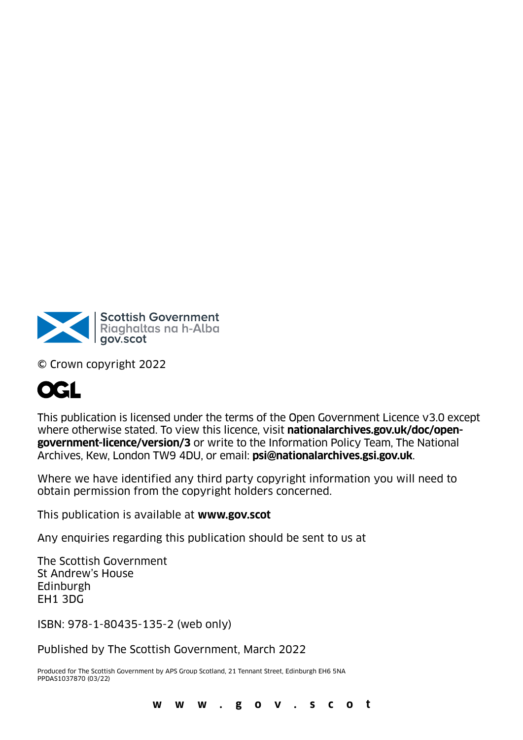Scottish Government
Riaghaltas na h-Alba
gov.scot

© Crown copyright 2022

OGL

This publication is licensed under the terms of the Open Government Licence v3.0 except where otherwise stated. To view this licence, visit **nationalarchives.gov.uk/doc/open-government-licence/version/3** or write to the Information Policy Team, The National Archives, Kew, London TW9 4DU, or email: **psi@nationalarchives.gsi.gov.uk**.

Where we have identified any third party copyright information you will need to obtain permission from the copyright holders concerned.

This publication is available at **www.gov.scot**

Any enquiries regarding this publication should be sent to us at

The Scottish Government
St Andrew's House
Edinburgh
EH1 3DG

ISBN: 978-1-80435-135-2 (web only)

Published by The Scottish Government, March 2022

Produced for The Scottish Government by APS Group Scotland, 21 Tennant Street, Edinburgh EH6 5NA
PPDAS1037870 (03/22)

**w w w . g o v . s c o t**